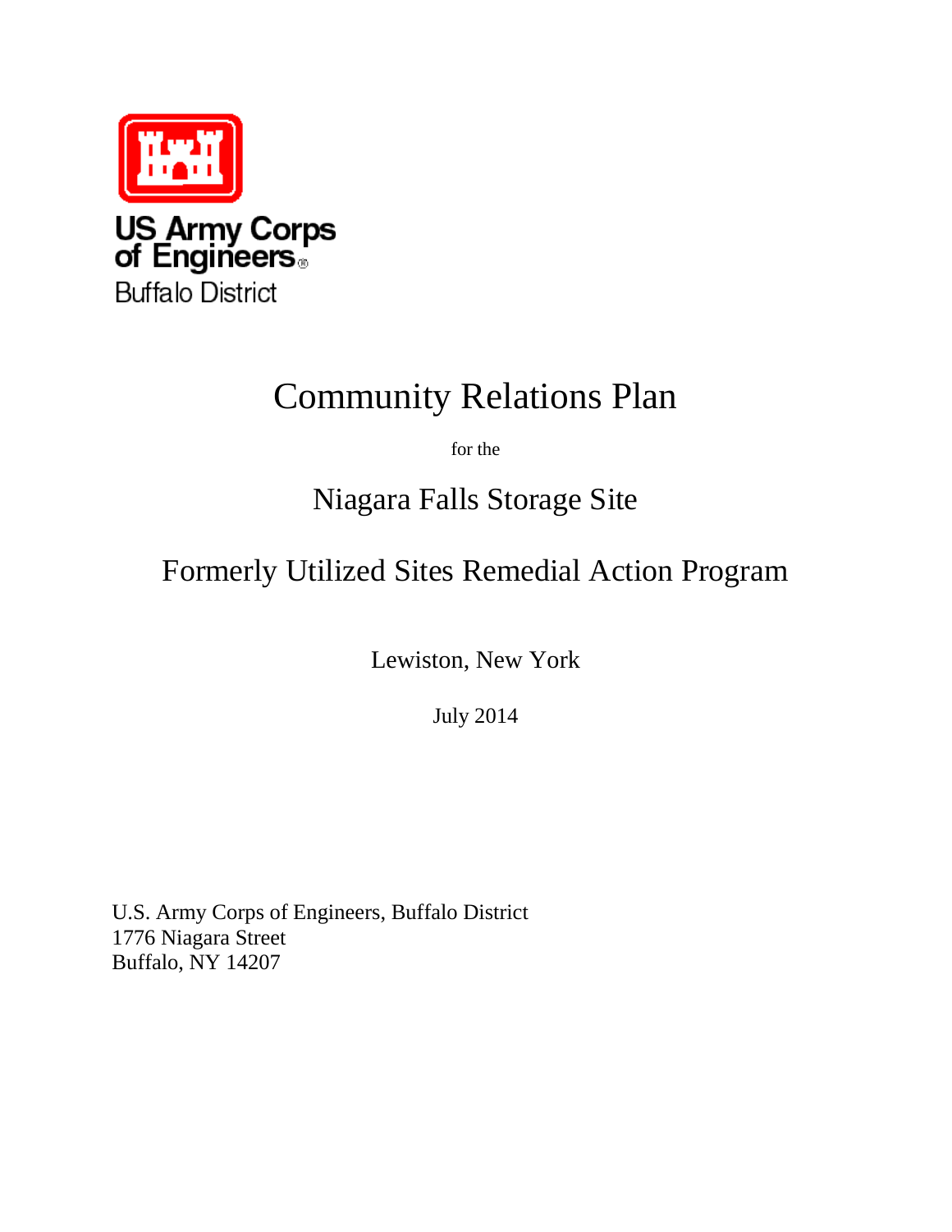US Army Corps of Engineers®
Buffalo District

# Community Relations Plan

for the

## Niagara Falls Storage Site

## Formerly Utilized Sites Remedial Action Program

Lewiston, New York

July 2014

U.S. Army Corps of Engineers, Buffalo District
1776 Niagara Street
Buffalo, NY 14207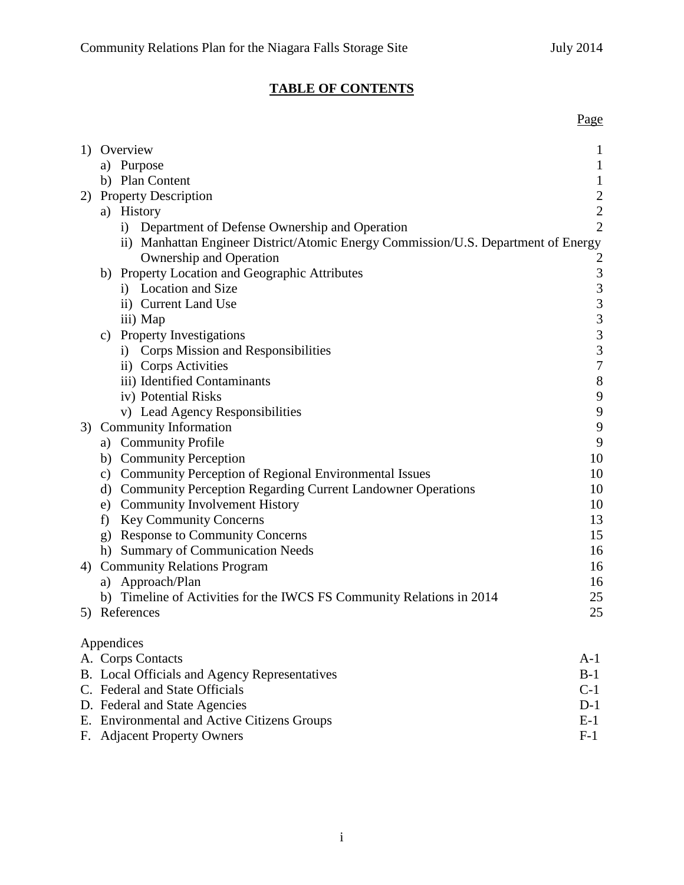## TABLE OF CONTENTS

| | Page |
|---|---|
| 1) Overview | 1 |
| a) Purpose | 1 |
| b) Plan Content | 1 |
| 2) Property Description | 2 |
| a) History | 2 |
| i) Department of Defense Ownership and Operation | 2 |
| ii) Manhattan Engineer District/Atomic Energy Commission/U.S. Department of Energy Ownership and Operation | 2 |
| b) Property Location and Geographic Attributes | 3 |
| i) Location and Size | 3 |
| ii) Current Land Use | 3 |
| iii) Map | 3 |
| c) Property Investigations | 3 |
| i) Corps Mission and Responsibilities | 3 |
| ii) Corps Activities | 7 |
| iii) Identified Contaminants | 8 |
| iv) Potential Risks | 9 |
| v) Lead Agency Responsibilities | 9 |
| 3) Community Information | 9 |
| a) Community Profile | 9 |
| b) Community Perception | 10 |
| c) Community Perception of Regional Environmental Issues | 10 |
| d) Community Perception Regarding Current Landowner Operations | 10 |
| e) Community Involvement History | 10 |
| f) Key Community Concerns | 13 |
| g) Response to Community Concerns | 15 |
| h) Summary of Communication Needs | 16 |
| 4) Community Relations Program | 16 |
| a) Approach/Plan | 16 |
| b) Timeline of Activities for the IWCS FS Community Relations in 2014 | 25 |
| 5) References | 25 |

Appendices

| | |
|---|---|
| A. Corps Contacts | A-1 |
| B. Local Officials and Agency Representatives | B-1 |
| C. Federal and State Officials | C-1 |
| D. Federal and State Agencies | D-1 |
| E. Environmental and Active Citizens Groups | E-1 |
| F. Adjacent Property Owners | F-1 |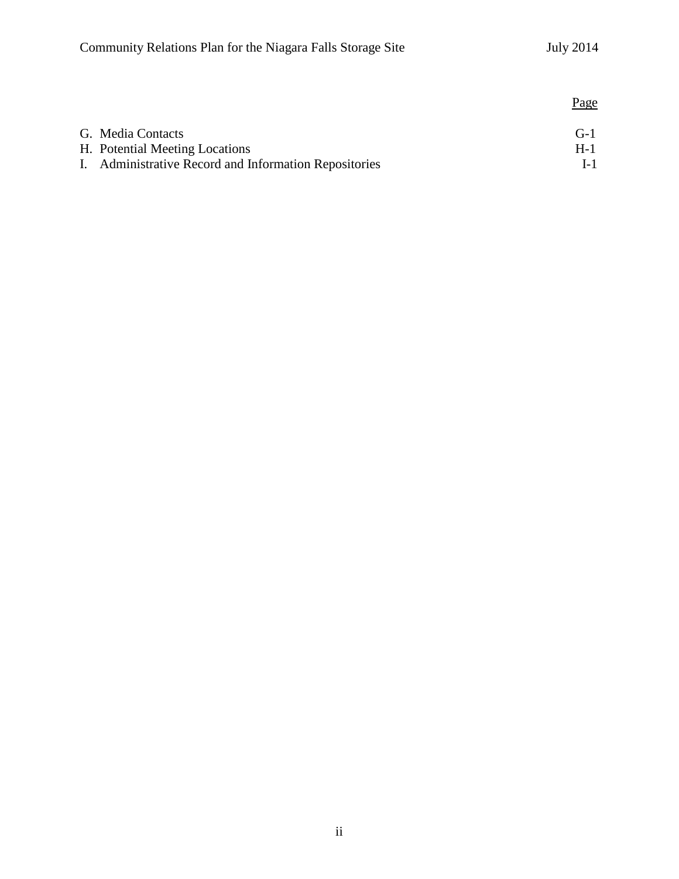| | Page |
|---|---|
| G. Media Contacts | G-1 |
| H. Potential Meeting Locations | H-1 |
| I. Administrative Record and Information Repositories | I-1 |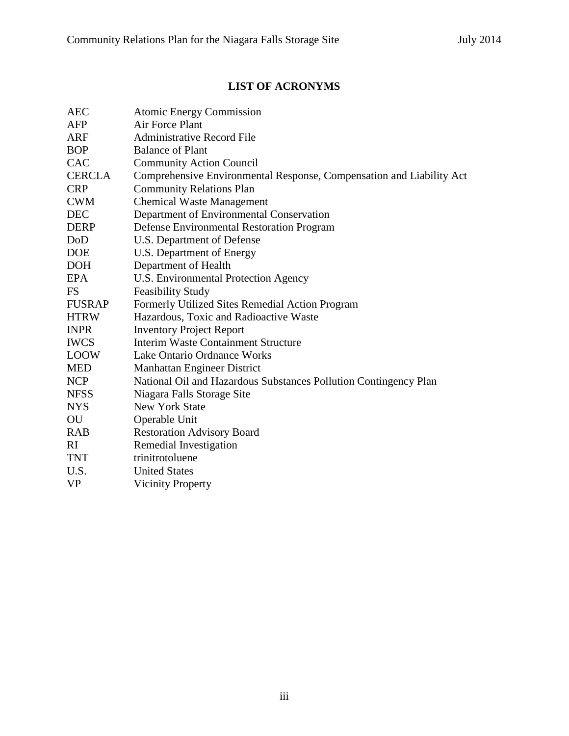## LIST OF ACRONYMS

| | |
|---|---|
| AEC | Atomic Energy Commission |
| AFP | Air Force Plant |
| ARF | Administrative Record File |
| BOP | Balance of Plant |
| CAC | Community Action Council |
| CERCLA | Comprehensive Environmental Response, Compensation and Liability Act |
| CRP | Community Relations Plan |
| CWM | Chemical Waste Management |
| DEC | Department of Environmental Conservation |
| DERP | Defense Environmental Restoration Program |
| DoD | U.S. Department of Defense |
| DOE | U.S. Department of Energy |
| DOH | Department of Health |
| EPA | U.S. Environmental Protection Agency |
| FS | Feasibility Study |
| FUSRAP | Formerly Utilized Sites Remedial Action Program |
| HTRW | Hazardous, Toxic and Radioactive Waste |
| INPR | Inventory Project Report |
| IWCS | Interim Waste Containment Structure |
| LOOW | Lake Ontario Ordnance Works |
| MED | Manhattan Engineer District |
| NCP | National Oil and Hazardous Substances Pollution Contingency Plan |
| NFSS | Niagara Falls Storage Site |
| NYS | New York State |
| OU | Operable Unit |
| RAB | Restoration Advisory Board |
| RI | Remedial Investigation |
| TNT | trinitrotoluene |
| U.S. | United States |
| VP | Vicinity Property |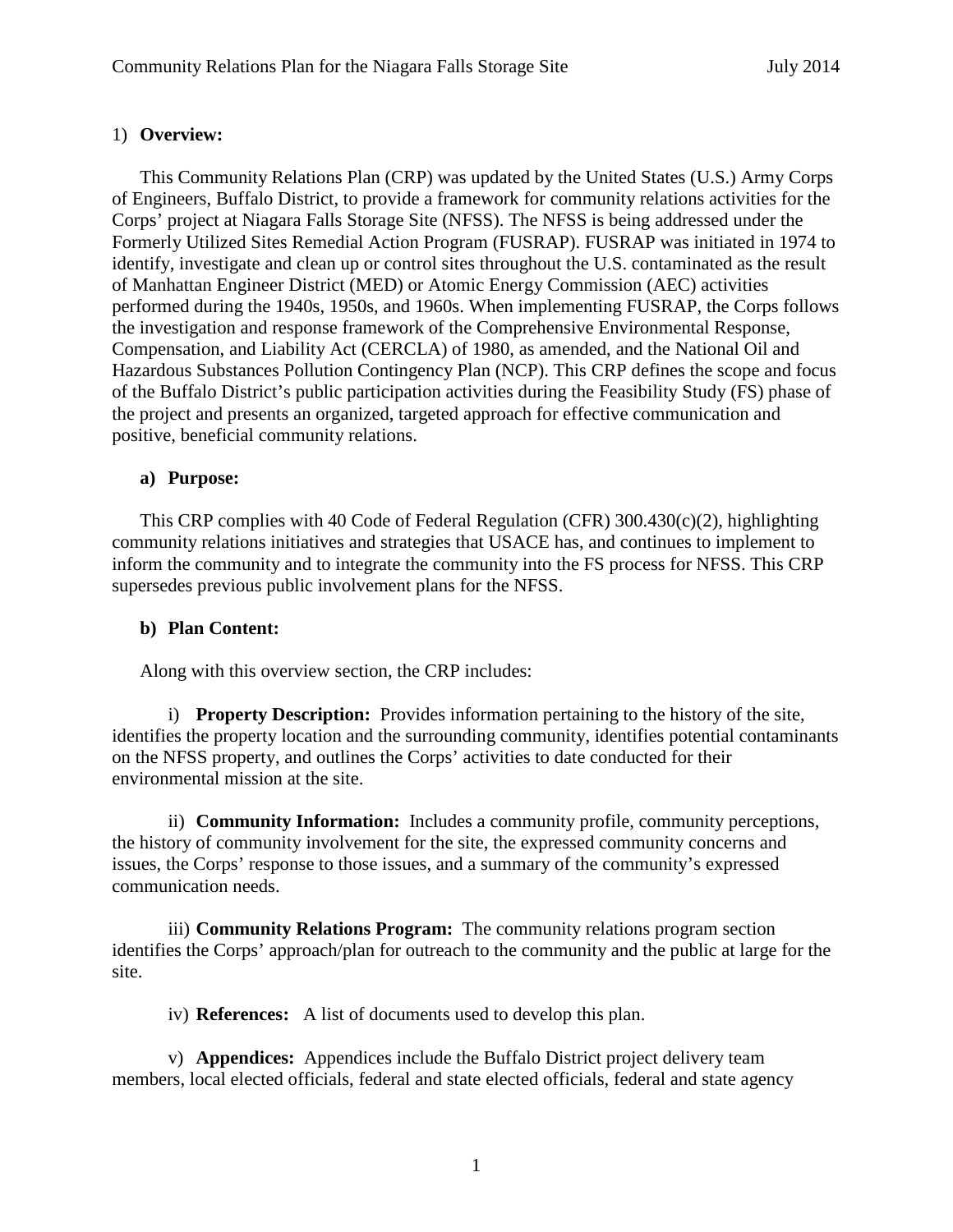## 1) **Overview:**

This Community Relations Plan (CRP) was updated by the United States (U.S.) Army Corps of Engineers, Buffalo District, to provide a framework for community relations activities for the Corps' project at Niagara Falls Storage Site (NFSS). The NFSS is being addressed under the Formerly Utilized Sites Remedial Action Program (FUSRAP). FUSRAP was initiated in 1974 to identify, investigate and clean up or control sites throughout the U.S. contaminated as the result of Manhattan Engineer District (MED) or Atomic Energy Commission (AEC) activities performed during the 1940s, 1950s, and 1960s. When implementing FUSRAP, the Corps follows the investigation and response framework of the Comprehensive Environmental Response, Compensation, and Liability Act (CERCLA) of 1980, as amended, and the National Oil and Hazardous Substances Pollution Contingency Plan (NCP). This CRP defines the scope and focus of the Buffalo District's public participation activities during the Feasibility Study (FS) phase of the project and presents an organized, targeted approach for effective communication and positive, beneficial community relations.

### a) **Purpose:**

This CRP complies with 40 Code of Federal Regulation (CFR) 300.430(c)(2), highlighting community relations initiatives and strategies that USACE has, and continues to implement to inform the community and to integrate the community into the FS process for NFSS. This CRP supersedes previous public involvement plans for the NFSS.

### b) **Plan Content:**

Along with this overview section, the CRP includes:

i) **Property Description:** Provides information pertaining to the history of the site, identifies the property location and the surrounding community, identifies potential contaminants on the NFSS property, and outlines the Corps' activities to date conducted for their environmental mission at the site.

ii) **Community Information:** Includes a community profile, community perceptions, the history of community involvement for the site, the expressed community concerns and issues, the Corps' response to those issues, and a summary of the community's expressed communication needs.

iii) **Community Relations Program:** The community relations program section identifies the Corps' approach/plan for outreach to the community and the public at large for the site.

iv) **References:** A list of documents used to develop this plan.

v) **Appendices:** Appendices include the Buffalo District project delivery team members, local elected officials, federal and state elected officials, federal and state agency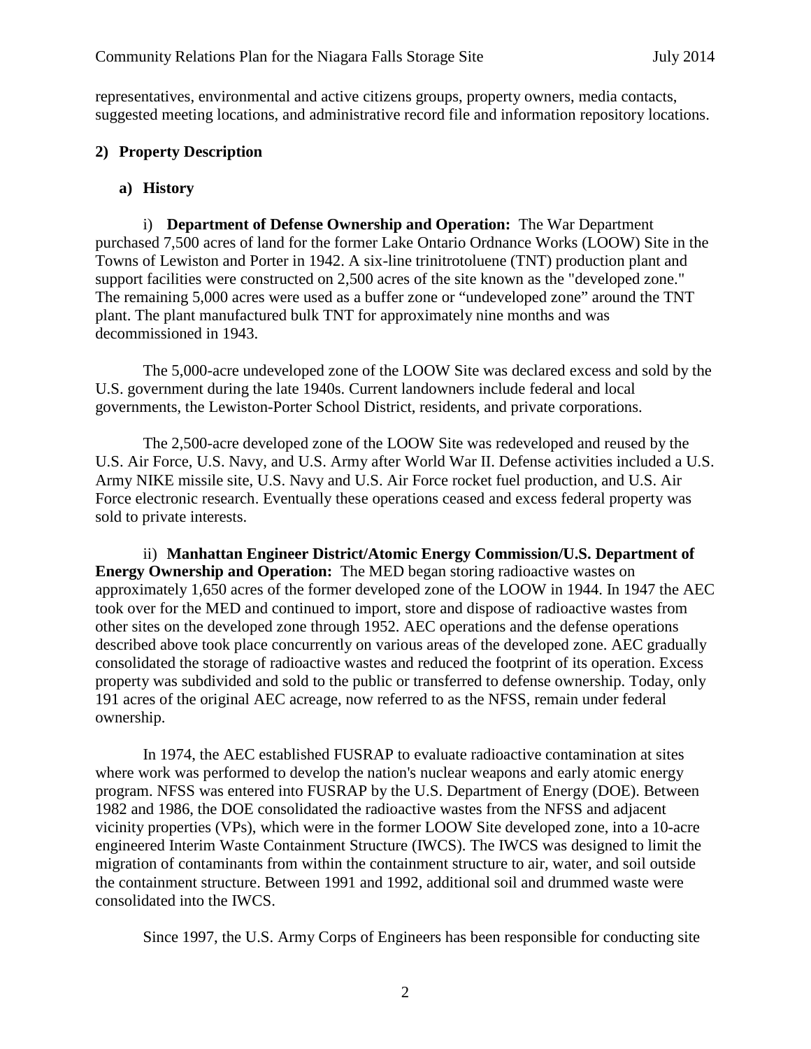representatives, environmental and active citizens groups, property owners, media contacts, suggested meeting locations, and administrative record file and information repository locations.

## 2) Property Description

### a) History

i) **Department of Defense Ownership and Operation:** The War Department purchased 7,500 acres of land for the former Lake Ontario Ordnance Works (LOOW) Site in the Towns of Lewiston and Porter in 1942. A six-line trinitrotoluene (TNT) production plant and support facilities were constructed on 2,500 acres of the site known as the "developed zone." The remaining 5,000 acres were used as a buffer zone or "undeveloped zone" around the TNT plant. The plant manufactured bulk TNT for approximately nine months and was decommissioned in 1943.

The 5,000-acre undeveloped zone of the LOOW Site was declared excess and sold by the U.S. government during the late 1940s. Current landowners include federal and local governments, the Lewiston-Porter School District, residents, and private corporations.

The 2,500-acre developed zone of the LOOW Site was redeveloped and reused by the U.S. Air Force, U.S. Navy, and U.S. Army after World War II. Defense activities included a U.S. Army NIKE missile site, U.S. Navy and U.S. Air Force rocket fuel production, and U.S. Air Force electronic research. Eventually these operations ceased and excess federal property was sold to private interests.

ii) **Manhattan Engineer District/Atomic Energy Commission/U.S. Department of Energy Ownership and Operation:** The MED began storing radioactive wastes on approximately 1,650 acres of the former developed zone of the LOOW in 1944. In 1947 the AEC took over for the MED and continued to import, store and dispose of radioactive wastes from other sites on the developed zone through 1952. AEC operations and the defense operations described above took place concurrently on various areas of the developed zone. AEC gradually consolidated the storage of radioactive wastes and reduced the footprint of its operation. Excess property was subdivided and sold to the public or transferred to defense ownership. Today, only 191 acres of the original AEC acreage, now referred to as the NFSS, remain under federal ownership.

In 1974, the AEC established FUSRAP to evaluate radioactive contamination at sites where work was performed to develop the nation's nuclear weapons and early atomic energy program. NFSS was entered into FUSRAP by the U.S. Department of Energy (DOE). Between 1982 and 1986, the DOE consolidated the radioactive wastes from the NFSS and adjacent vicinity properties (VPs), which were in the former LOOW Site developed zone, into a 10-acre engineered Interim Waste Containment Structure (IWCS). The IWCS was designed to limit the migration of contaminants from within the containment structure to air, water, and soil outside the containment structure. Between 1991 and 1992, additional soil and drummed waste were consolidated into the IWCS.

Since 1997, the U.S. Army Corps of Engineers has been responsible for conducting site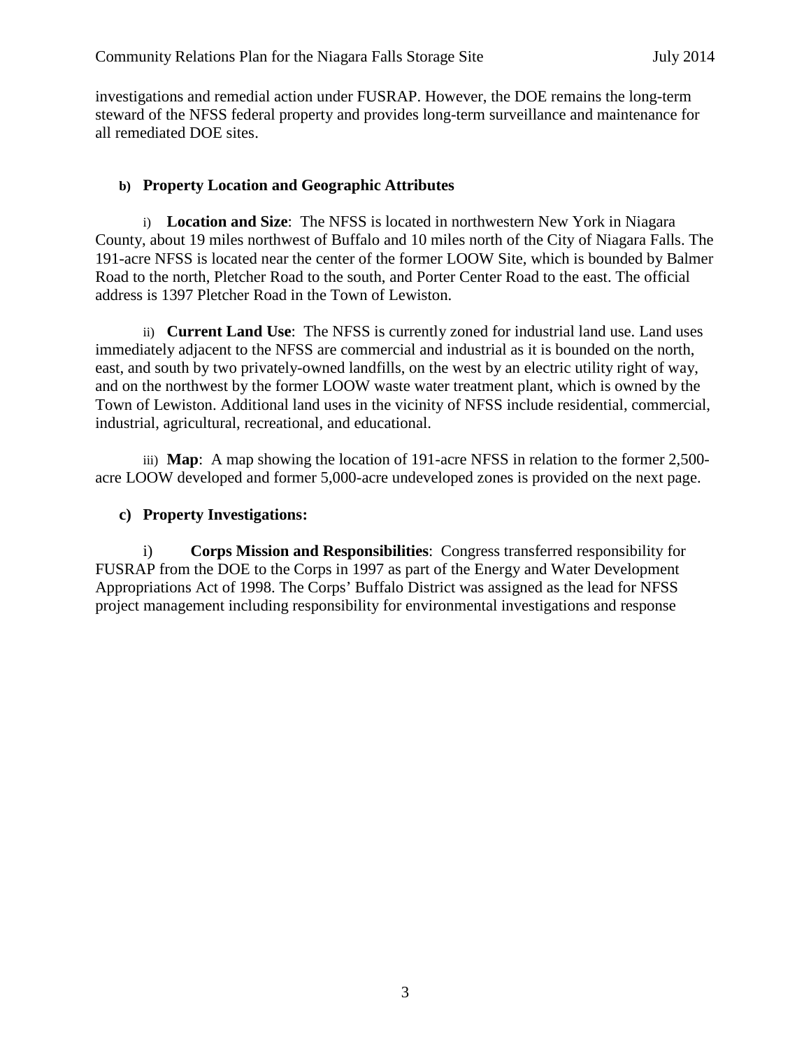investigations and remedial action under FUSRAP. However, the DOE remains the long-term steward of the NFSS federal property and provides long-term surveillance and maintenance for all remediated DOE sites.

### b) Property Location and Geographic Attributes

i) **Location and Size**: The NFSS is located in northwestern New York in Niagara County, about 19 miles northwest of Buffalo and 10 miles north of the City of Niagara Falls. The 191-acre NFSS is located near the center of the former LOOW Site, which is bounded by Balmer Road to the north, Pletcher Road to the south, and Porter Center Road to the east. The official address is 1397 Pletcher Road in the Town of Lewiston.

ii) **Current Land Use**: The NFSS is currently zoned for industrial land use. Land uses immediately adjacent to the NFSS are commercial and industrial as it is bounded on the north, east, and south by two privately-owned landfills, on the west by an electric utility right of way, and on the northwest by the former LOOW waste water treatment plant, which is owned by the Town of Lewiston. Additional land uses in the vicinity of NFSS include residential, commercial, industrial, agricultural, recreational, and educational.

iii) **Map**: A map showing the location of 191-acre NFSS in relation to the former 2,500-acre LOOW developed and former 5,000-acre undeveloped zones is provided on the next page.

### c) Property Investigations:

i) **Corps Mission and Responsibilities**: Congress transferred responsibility for FUSRAP from the DOE to the Corps in 1997 as part of the Energy and Water Development Appropriations Act of 1998. The Corps' Buffalo District was assigned as the lead for NFSS project management including responsibility for environmental investigations and response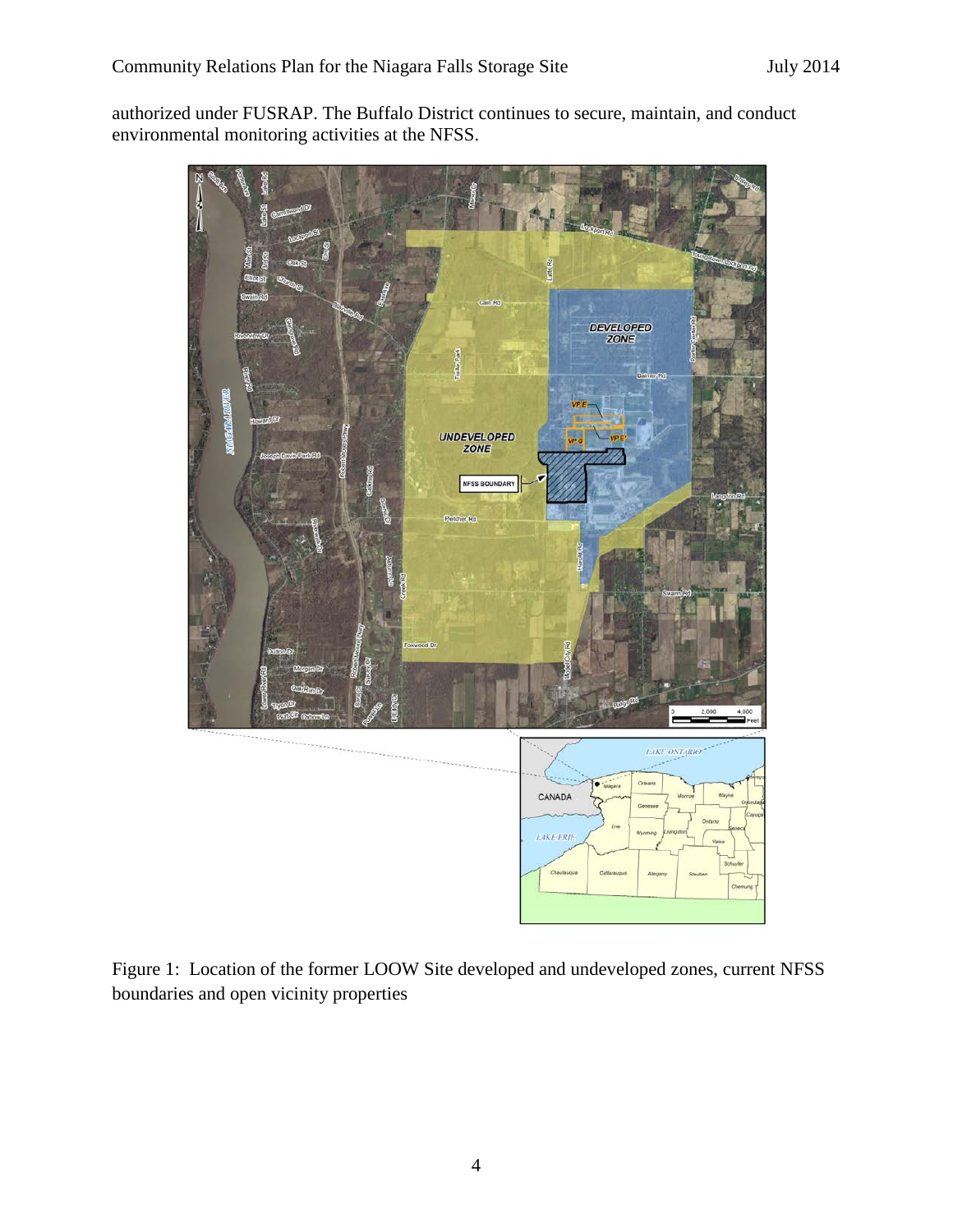authorized under FUSRAP. The Buffalo District continues to secure, maintain, and conduct environmental monitoring activities at the NFSS.

Figure 1: Location of the former LOOW Site developed and undeveloped zones, current NFSS boundaries and open vicinity properties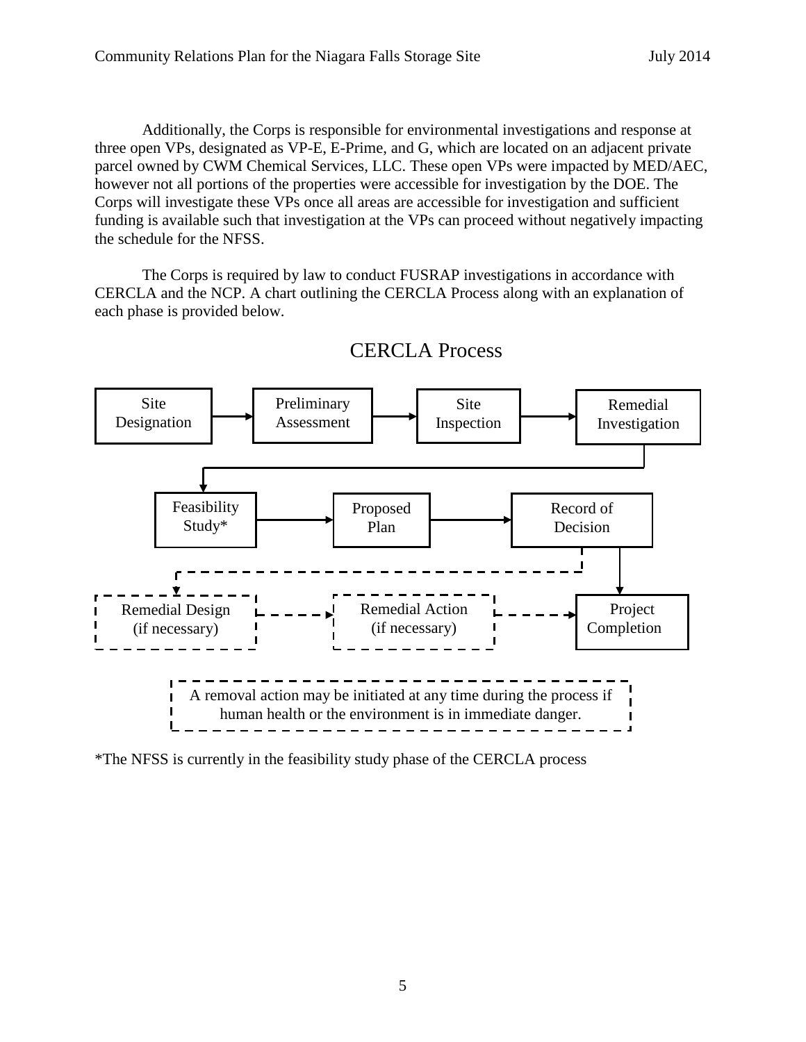Additionally, the Corps is responsible for environmental investigations and response at three open VPs, designated as VP-E, E-Prime, and G, which are located on an adjacent private parcel owned by CWM Chemical Services, LLC. These open VPs were impacted by MED/AEC, however not all portions of the properties were accessible for investigation by the DOE. The Corps will investigate these VPs once all areas are accessible for investigation and sufficient funding is available such that investigation at the VPs can proceed without negatively impacting the schedule for the NFSS.

The Corps is required by law to conduct FUSRAP investigations in accordance with CERCLA and the NCP. A chart outlining the CERCLA Process along with an explanation of each phase is provided below.

## CERCLA Process

Site Designation → Preliminary Assessment → Site Inspection → Remedial Investigation → Feasibility Study* → Proposed Plan → Record of Decision → Project Completion

Record of Decision - - → Remedial Design (if necessary) - - → Remedial Action (if necessary) - - → Project Completion

A removal action may be initiated at any time during the process if human health or the environment is in immediate danger.

*The NFSS is currently in the feasibility study phase of the CERCLA process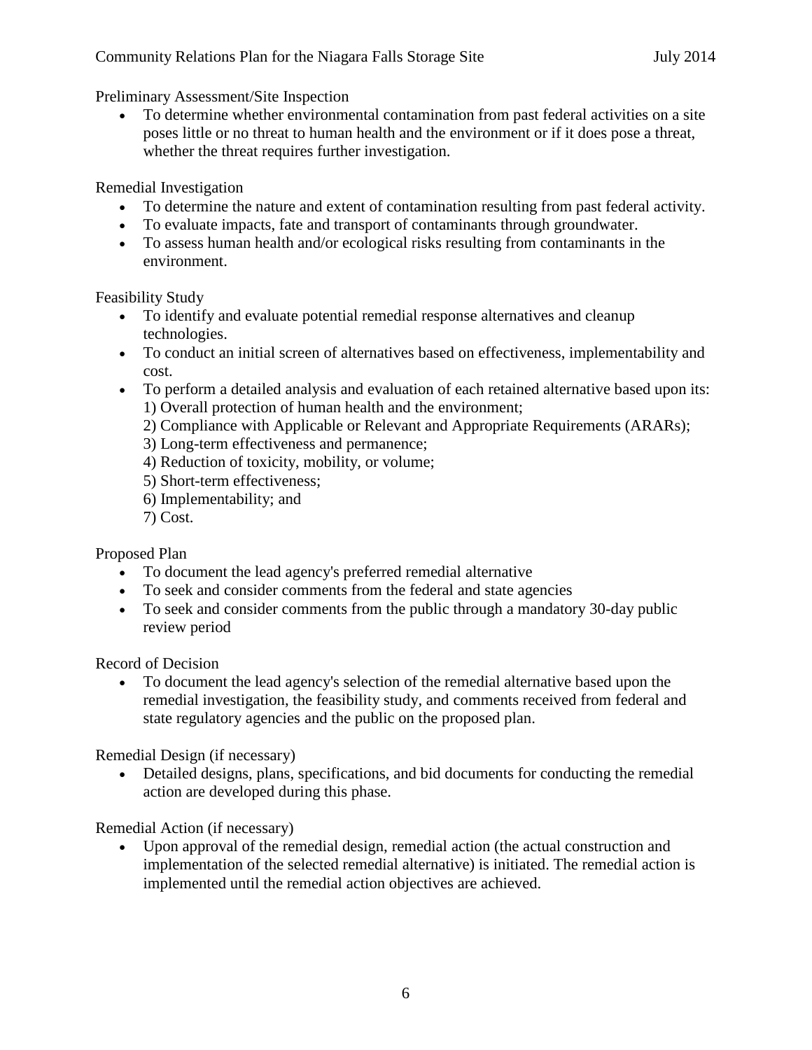Preliminary Assessment/Site Inspection

- To determine whether environmental contamination from past federal activities on a site poses little or no threat to human health and the environment or if it does pose a threat, whether the threat requires further investigation.

Remedial Investigation

- To determine the nature and extent of contamination resulting from past federal activity.
- To evaluate impacts, fate and transport of contaminants through groundwater.
- To assess human health and/or ecological risks resulting from contaminants in the environment.

Feasibility Study

- To identify and evaluate potential remedial response alternatives and cleanup technologies.
- To conduct an initial screen of alternatives based on effectiveness, implementability and cost.
- To perform a detailed analysis and evaluation of each retained alternative based upon its:
  1) Overall protection of human health and the environment;
  2) Compliance with Applicable or Relevant and Appropriate Requirements (ARARs);
  3) Long-term effectiveness and permanence;
  4) Reduction of toxicity, mobility, or volume;
  5) Short-term effectiveness;
  6) Implementability; and
  7) Cost.

Proposed Plan

- To document the lead agency's preferred remedial alternative
- To seek and consider comments from the federal and state agencies
- To seek and consider comments from the public through a mandatory 30-day public review period

Record of Decision

- To document the lead agency's selection of the remedial alternative based upon the remedial investigation, the feasibility study, and comments received from federal and state regulatory agencies and the public on the proposed plan.

Remedial Design (if necessary)

- Detailed designs, plans, specifications, and bid documents for conducting the remedial action are developed during this phase.

Remedial Action (if necessary)

- Upon approval of the remedial design, remedial action (the actual construction and implementation of the selected remedial alternative) is initiated. The remedial action is implemented until the remedial action objectives are achieved.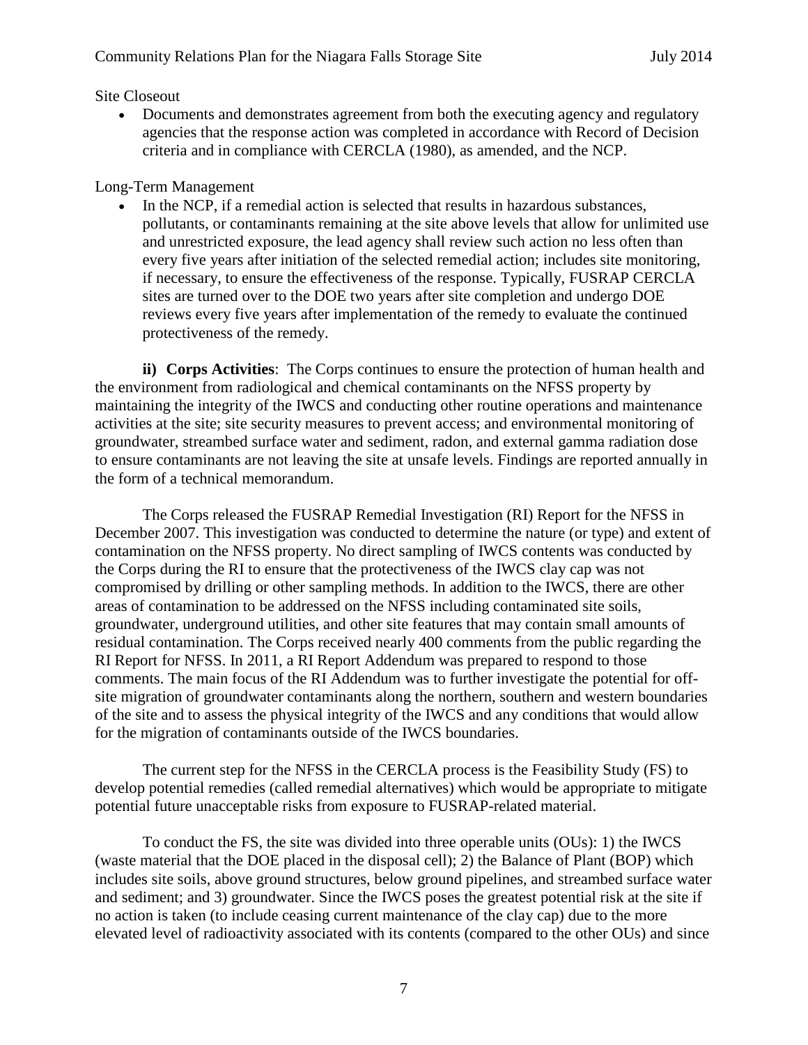Site Closeout

- Documents and demonstrates agreement from both the executing agency and regulatory agencies that the response action was completed in accordance with Record of Decision criteria and in compliance with CERCLA (1980), as amended, and the NCP.

Long-Term Management

- In the NCP, if a remedial action is selected that results in hazardous substances, pollutants, or contaminants remaining at the site above levels that allow for unlimited use and unrestricted exposure, the lead agency shall review such action no less often than every five years after initiation of the selected remedial action; includes site monitoring, if necessary, to ensure the effectiveness of the response. Typically, FUSRAP CERCLA sites are turned over to the DOE two years after site completion and undergo DOE reviews every five years after implementation of the remedy to evaluate the continued protectiveness of the remedy.

**ii) Corps Activities**: The Corps continues to ensure the protection of human health and the environment from radiological and chemical contaminants on the NFSS property by maintaining the integrity of the IWCS and conducting other routine operations and maintenance activities at the site; site security measures to prevent access; and environmental monitoring of groundwater, streambed surface water and sediment, radon, and external gamma radiation dose to ensure contaminants are not leaving the site at unsafe levels. Findings are reported annually in the form of a technical memorandum.

The Corps released the FUSRAP Remedial Investigation (RI) Report for the NFSS in December 2007. This investigation was conducted to determine the nature (or type) and extent of contamination on the NFSS property. No direct sampling of IWCS contents was conducted by the Corps during the RI to ensure that the protectiveness of the IWCS clay cap was not compromised by drilling or other sampling methods. In addition to the IWCS, there are other areas of contamination to be addressed on the NFSS including contaminated site soils, groundwater, underground utilities, and other site features that may contain small amounts of residual contamination. The Corps received nearly 400 comments from the public regarding the RI Report for NFSS. In 2011, a RI Report Addendum was prepared to respond to those comments. The main focus of the RI Addendum was to further investigate the potential for off-site migration of groundwater contaminants along the northern, southern and western boundaries of the site and to assess the physical integrity of the IWCS and any conditions that would allow for the migration of contaminants outside of the IWCS boundaries.

The current step for the NFSS in the CERCLA process is the Feasibility Study (FS) to develop potential remedies (called remedial alternatives) which would be appropriate to mitigate potential future unacceptable risks from exposure to FUSRAP-related material.

To conduct the FS, the site was divided into three operable units (OUs): 1) the IWCS (waste material that the DOE placed in the disposal cell); 2) the Balance of Plant (BOP) which includes site soils, above ground structures, below ground pipelines, and streambed surface water and sediment; and 3) groundwater. Since the IWCS poses the greatest potential risk at the site if no action is taken (to include ceasing current maintenance of the clay cap) due to the more elevated level of radioactivity associated with its contents (compared to the other OUs) and since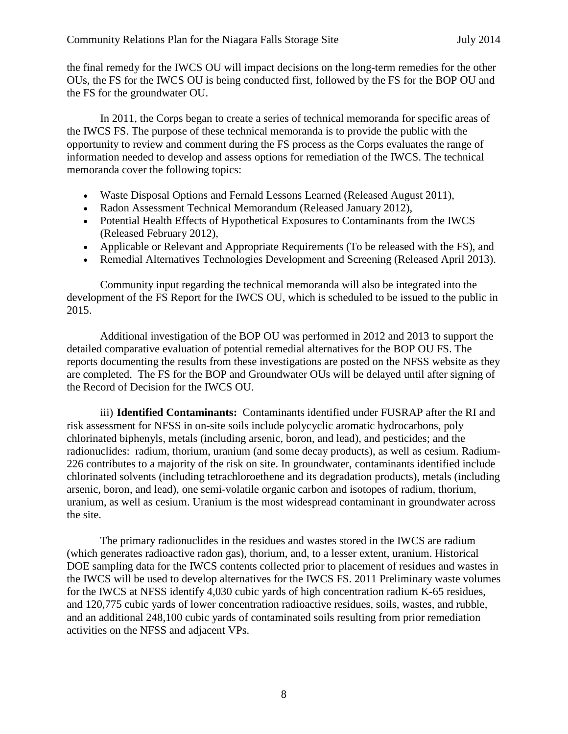the final remedy for the IWCS OU will impact decisions on the long-term remedies for the other OUs, the FS for the IWCS OU is being conducted first, followed by the FS for the BOP OU and the FS for the groundwater OU.

In 2011, the Corps began to create a series of technical memoranda for specific areas of the IWCS FS. The purpose of these technical memoranda is to provide the public with the opportunity to review and comment during the FS process as the Corps evaluates the range of information needed to develop and assess options for remediation of the IWCS. The technical memoranda cover the following topics:

- Waste Disposal Options and Fernald Lessons Learned (Released August 2011),
- Radon Assessment Technical Memorandum (Released January 2012),
- Potential Health Effects of Hypothetical Exposures to Contaminants from the IWCS (Released February 2012),
- Applicable or Relevant and Appropriate Requirements (To be released with the FS), and
- Remedial Alternatives Technologies Development and Screening (Released April 2013).

Community input regarding the technical memoranda will also be integrated into the development of the FS Report for the IWCS OU, which is scheduled to be issued to the public in 2015.

Additional investigation of the BOP OU was performed in 2012 and 2013 to support the detailed comparative evaluation of potential remedial alternatives for the BOP OU FS. The reports documenting the results from these investigations are posted on the NFSS website as they are completed. The FS for the BOP and Groundwater OUs will be delayed until after signing of the Record of Decision for the IWCS OU.

iii) **Identified Contaminants:** Contaminants identified under FUSRAP after the RI and risk assessment for NFSS in on-site soils include polycyclic aromatic hydrocarbons, poly chlorinated biphenyls, metals (including arsenic, boron, and lead), and pesticides; and the radionuclides: radium, thorium, uranium (and some decay products), as well as cesium. Radium-226 contributes to a majority of the risk on site. In groundwater, contaminants identified include chlorinated solvents (including tetrachloroethene and its degradation products), metals (including arsenic, boron, and lead), one semi-volatile organic carbon and isotopes of radium, thorium, uranium, as well as cesium. Uranium is the most widespread contaminant in groundwater across the site.

The primary radionuclides in the residues and wastes stored in the IWCS are radium (which generates radioactive radon gas), thorium, and, to a lesser extent, uranium. Historical DOE sampling data for the IWCS contents collected prior to placement of residues and wastes in the IWCS will be used to develop alternatives for the IWCS FS. 2011 Preliminary waste volumes for the IWCS at NFSS identify 4,030 cubic yards of high concentration radium K-65 residues, and 120,775 cubic yards of lower concentration radioactive residues, soils, wastes, and rubble, and an additional 248,100 cubic yards of contaminated soils resulting from prior remediation activities on the NFSS and adjacent VPs.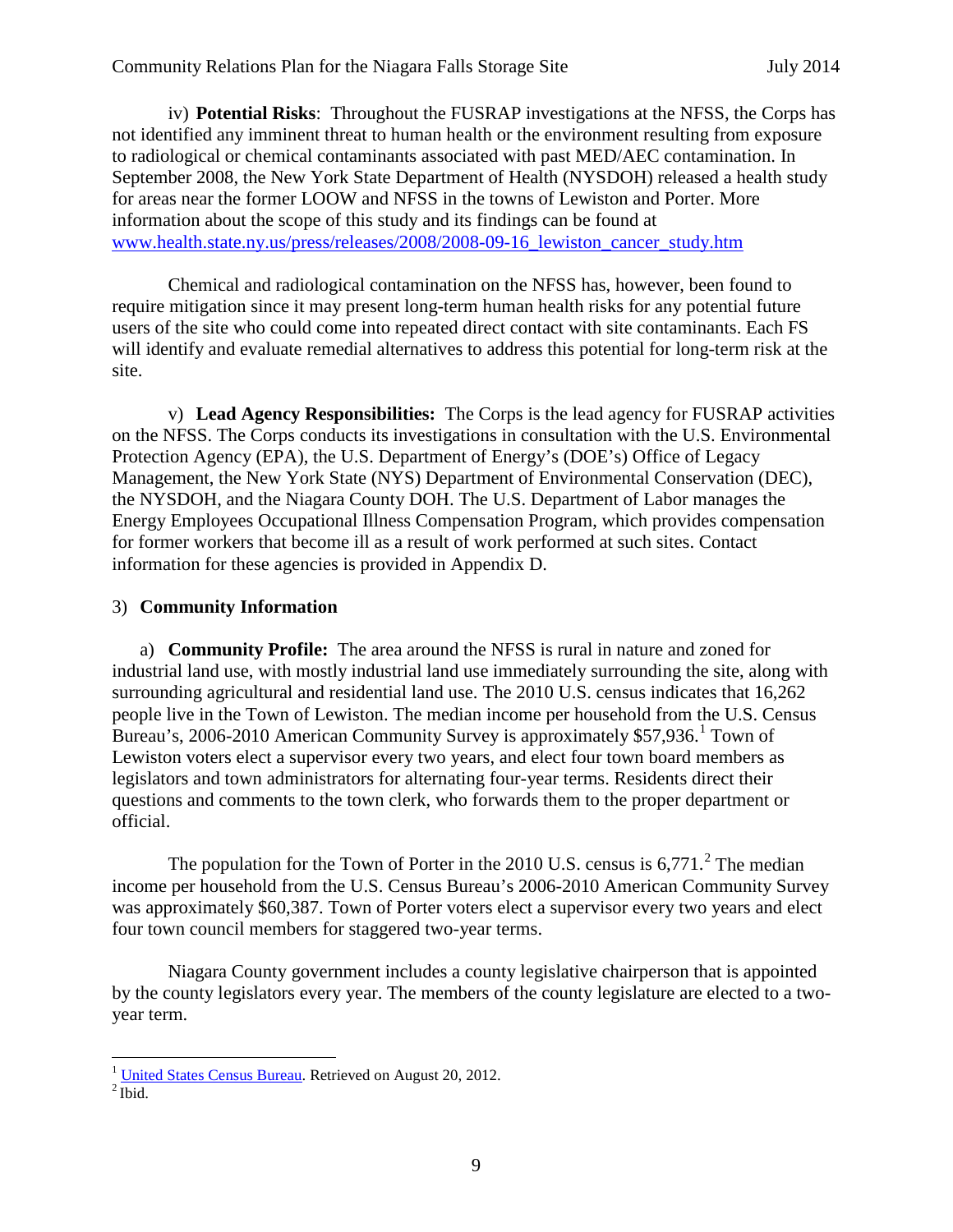iv) **Potential Risks**: Throughout the FUSRAP investigations at the NFSS, the Corps has not identified any imminent threat to human health or the environment resulting from exposure to radiological or chemical contaminants associated with past MED/AEC contamination. In September 2008, the New York State Department of Health (NYSDOH) released a health study for areas near the former LOOW and NFSS in the towns of Lewiston and Porter. More information about the scope of this study and its findings can be found at [www.health.state.ny.us/press/releases/2008/2008-09-16_lewiston_cancer_study.htm](www.health.state.ny.us/press/releases/2008/2008-09-16_lewiston_cancer_study.htm)

Chemical and radiological contamination on the NFSS has, however, been found to require mitigation since it may present long-term human health risks for any potential future users of the site who could come into repeated direct contact with site contaminants. Each FS will identify and evaluate remedial alternatives to address this potential for long-term risk at the site.

v) **Lead Agency Responsibilities:** The Corps is the lead agency for FUSRAP activities on the NFSS. The Corps conducts its investigations in consultation with the U.S. Environmental Protection Agency (EPA), the U.S. Department of Energy's (DOE's) Office of Legacy Management, the New York State (NYS) Department of Environmental Conservation (DEC), the NYSDOH, and the Niagara County DOH. The U.S. Department of Labor manages the Energy Employees Occupational Illness Compensation Program, which provides compensation for former workers that become ill as a result of work performed at such sites. Contact information for these agencies is provided in Appendix D.

## 3) Community Information

a) **Community Profile:** The area around the NFSS is rural in nature and zoned for industrial land use, with mostly industrial land use immediately surrounding the site, along with surrounding agricultural and residential land use. The 2010 U.S. census indicates that 16,262 people live in the Town of Lewiston. The median income per household from the U.S. Census Bureau's, 2006-2010 American Community Survey is approximately $57,936.[1] Town of Lewiston voters elect a supervisor every two years, and elect four town board members as legislators and town administrators for alternating four-year terms. Residents direct their questions and comments to the town clerk, who forwards them to the proper department or official.

The population for the Town of Porter in the 2010 U.S. census is 6,771.[2] The median income per household from the U.S. Census Bureau's 2006-2010 American Community Survey was approximately $60,387. Town of Porter voters elect a supervisor every two years and elect four town council members for staggered two-year terms.

Niagara County government includes a county legislative chairperson that is appointed by the county legislators every year. The members of the county legislature are elected to a two-year term.

---

[1] United States Census Bureau. Retrieved on August 20, 2012.

[2] Ibid.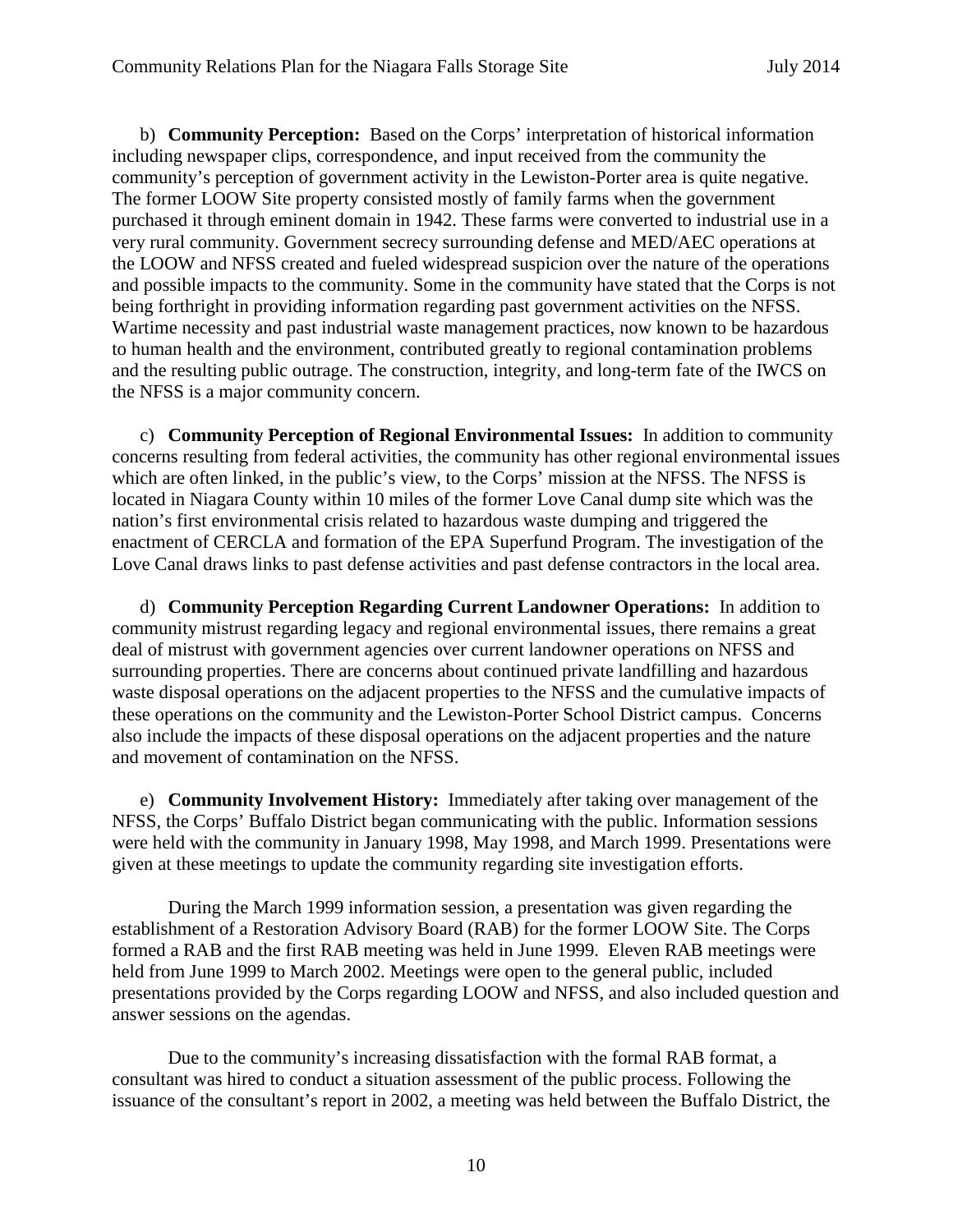b) **Community Perception:** Based on the Corps' interpretation of historical information including newspaper clips, correspondence, and input received from the community the community's perception of government activity in the Lewiston-Porter area is quite negative. The former LOOW Site property consisted mostly of family farms when the government purchased it through eminent domain in 1942. These farms were converted to industrial use in a very rural community. Government secrecy surrounding defense and MED/AEC operations at the LOOW and NFSS created and fueled widespread suspicion over the nature of the operations and possible impacts to the community. Some in the community have stated that the Corps is not being forthright in providing information regarding past government activities on the NFSS. Wartime necessity and past industrial waste management practices, now known to be hazardous to human health and the environment, contributed greatly to regional contamination problems and the resulting public outrage. The construction, integrity, and long-term fate of the IWCS on the NFSS is a major community concern.

c) **Community Perception of Regional Environmental Issues:** In addition to community concerns resulting from federal activities, the community has other regional environmental issues which are often linked, in the public's view, to the Corps' mission at the NFSS. The NFSS is located in Niagara County within 10 miles of the former Love Canal dump site which was the nation's first environmental crisis related to hazardous waste dumping and triggered the enactment of CERCLA and formation of the EPA Superfund Program. The investigation of the Love Canal draws links to past defense activities and past defense contractors in the local area.

d) **Community Perception Regarding Current Landowner Operations:** In addition to community mistrust regarding legacy and regional environmental issues, there remains a great deal of mistrust with government agencies over current landowner operations on NFSS and surrounding properties. There are concerns about continued private landfilling and hazardous waste disposal operations on the adjacent properties to the NFSS and the cumulative impacts of these operations on the community and the Lewiston-Porter School District campus. Concerns also include the impacts of these disposal operations on the adjacent properties and the nature and movement of contamination on the NFSS.

e) **Community Involvement History:** Immediately after taking over management of the NFSS, the Corps' Buffalo District began communicating with the public. Information sessions were held with the community in January 1998, May 1998, and March 1999. Presentations were given at these meetings to update the community regarding site investigation efforts.

During the March 1999 information session, a presentation was given regarding the establishment of a Restoration Advisory Board (RAB) for the former LOOW Site. The Corps formed a RAB and the first RAB meeting was held in June 1999. Eleven RAB meetings were held from June 1999 to March 2002. Meetings were open to the general public, included presentations provided by the Corps regarding LOOW and NFSS, and also included question and answer sessions on the agendas.

Due to the community's increasing dissatisfaction with the formal RAB format, a consultant was hired to conduct a situation assessment of the public process. Following the issuance of the consultant's report in 2002, a meeting was held between the Buffalo District, the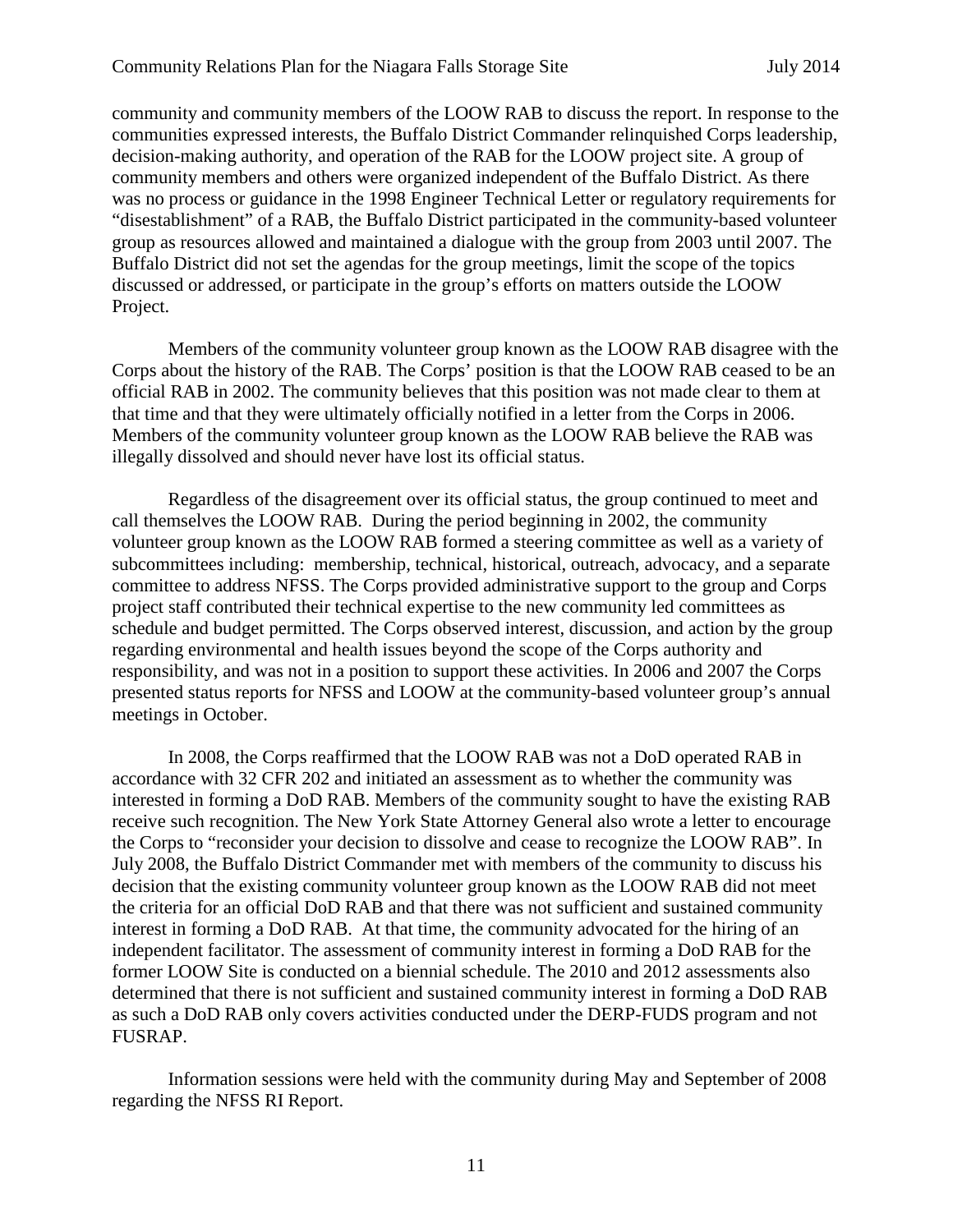community and community members of the LOOW RAB to discuss the report. In response to the communities expressed interests, the Buffalo District Commander relinquished Corps leadership, decision-making authority, and operation of the RAB for the LOOW project site. A group of community members and others were organized independent of the Buffalo District. As there was no process or guidance in the 1998 Engineer Technical Letter or regulatory requirements for "disestablishment" of a RAB, the Buffalo District participated in the community-based volunteer group as resources allowed and maintained a dialogue with the group from 2003 until 2007. The Buffalo District did not set the agendas for the group meetings, limit the scope of the topics discussed or addressed, or participate in the group's efforts on matters outside the LOOW Project.

Members of the community volunteer group known as the LOOW RAB disagree with the Corps about the history of the RAB. The Corps' position is that the LOOW RAB ceased to be an official RAB in 2002. The community believes that this position was not made clear to them at that time and that they were ultimately officially notified in a letter from the Corps in 2006. Members of the community volunteer group known as the LOOW RAB believe the RAB was illegally dissolved and should never have lost its official status.

Regardless of the disagreement over its official status, the group continued to meet and call themselves the LOOW RAB. During the period beginning in 2002, the community volunteer group known as the LOOW RAB formed a steering committee as well as a variety of subcommittees including: membership, technical, historical, outreach, advocacy, and a separate committee to address NFSS. The Corps provided administrative support to the group and Corps project staff contributed their technical expertise to the new community led committees as schedule and budget permitted. The Corps observed interest, discussion, and action by the group regarding environmental and health issues beyond the scope of the Corps authority and responsibility, and was not in a position to support these activities. In 2006 and 2007 the Corps presented status reports for NFSS and LOOW at the community-based volunteer group's annual meetings in October.

In 2008, the Corps reaffirmed that the LOOW RAB was not a DoD operated RAB in accordance with 32 CFR 202 and initiated an assessment as to whether the community was interested in forming a DoD RAB. Members of the community sought to have the existing RAB receive such recognition. The New York State Attorney General also wrote a letter to encourage the Corps to "reconsider your decision to dissolve and cease to recognize the LOOW RAB". In July 2008, the Buffalo District Commander met with members of the community to discuss his decision that the existing community volunteer group known as the LOOW RAB did not meet the criteria for an official DoD RAB and that there was not sufficient and sustained community interest in forming a DoD RAB. At that time, the community advocated for the hiring of an independent facilitator. The assessment of community interest in forming a DoD RAB for the former LOOW Site is conducted on a biennial schedule. The 2010 and 2012 assessments also determined that there is not sufficient and sustained community interest in forming a DoD RAB as such a DoD RAB only covers activities conducted under the DERP-FUDS program and not FUSRAP.

Information sessions were held with the community during May and September of 2008 regarding the NFSS RI Report.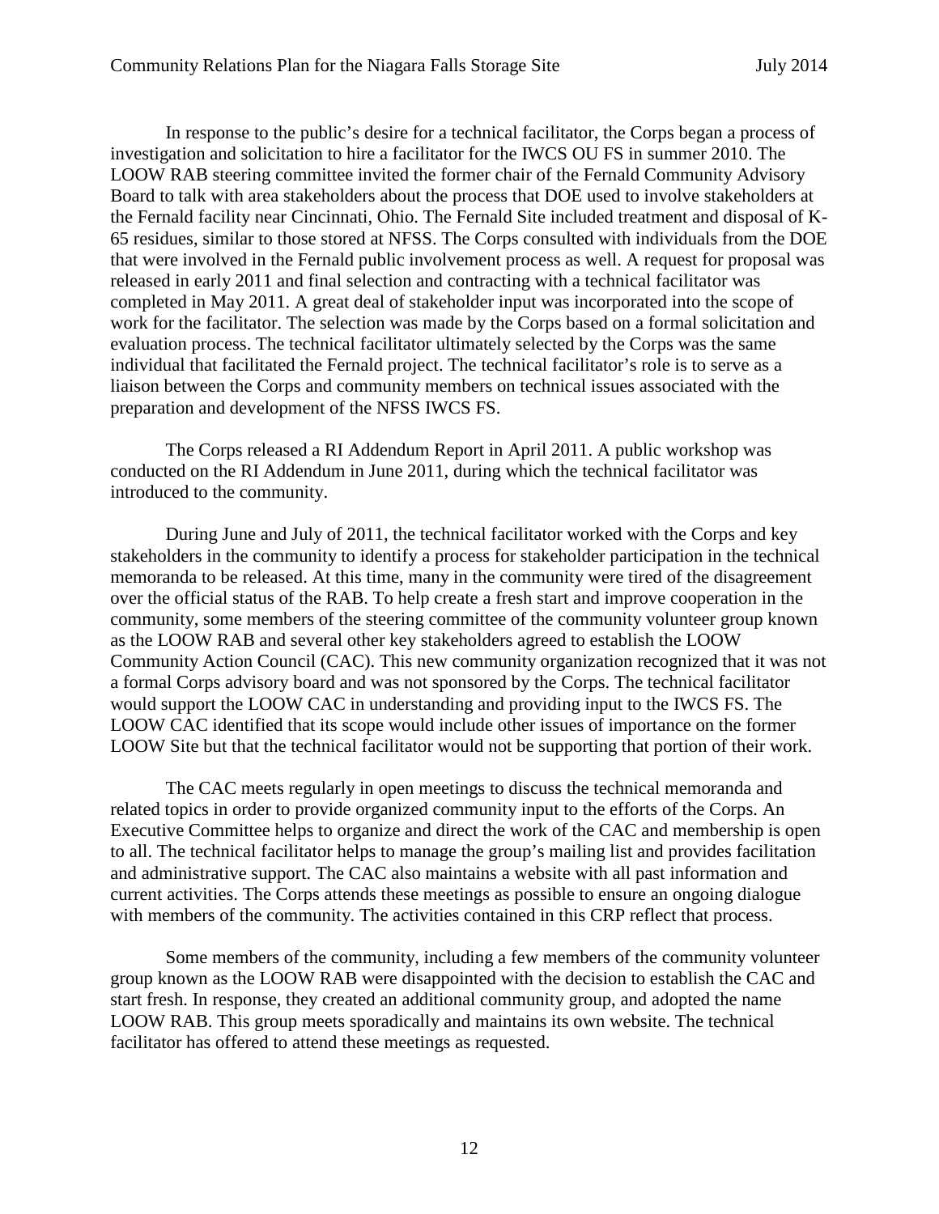In response to the public's desire for a technical facilitator, the Corps began a process of investigation and solicitation to hire a facilitator for the IWCS OU FS in summer 2010. The LOOW RAB steering committee invited the former chair of the Fernald Community Advisory Board to talk with area stakeholders about the process that DOE used to involve stakeholders at the Fernald facility near Cincinnati, Ohio. The Fernald Site included treatment and disposal of K-65 residues, similar to those stored at NFSS. The Corps consulted with individuals from the DOE that were involved in the Fernald public involvement process as well. A request for proposal was released in early 2011 and final selection and contracting with a technical facilitator was completed in May 2011. A great deal of stakeholder input was incorporated into the scope of work for the facilitator. The selection was made by the Corps based on a formal solicitation and evaluation process. The technical facilitator ultimately selected by the Corps was the same individual that facilitated the Fernald project. The technical facilitator's role is to serve as a liaison between the Corps and community members on technical issues associated with the preparation and development of the NFSS IWCS FS.

The Corps released a RI Addendum Report in April 2011. A public workshop was conducted on the RI Addendum in June 2011, during which the technical facilitator was introduced to the community.

During June and July of 2011, the technical facilitator worked with the Corps and key stakeholders in the community to identify a process for stakeholder participation in the technical memoranda to be released. At this time, many in the community were tired of the disagreement over the official status of the RAB. To help create a fresh start and improve cooperation in the community, some members of the steering committee of the community volunteer group known as the LOOW RAB and several other key stakeholders agreed to establish the LOOW Community Action Council (CAC). This new community organization recognized that it was not a formal Corps advisory board and was not sponsored by the Corps. The technical facilitator would support the LOOW CAC in understanding and providing input to the IWCS FS. The LOOW CAC identified that its scope would include other issues of importance on the former LOOW Site but that the technical facilitator would not be supporting that portion of their work.

The CAC meets regularly in open meetings to discuss the technical memoranda and related topics in order to provide organized community input to the efforts of the Corps. An Executive Committee helps to organize and direct the work of the CAC and membership is open to all. The technical facilitator helps to manage the group's mailing list and provides facilitation and administrative support. The CAC also maintains a website with all past information and current activities. The Corps attends these meetings as possible to ensure an ongoing dialogue with members of the community. The activities contained in this CRP reflect that process.

Some members of the community, including a few members of the community volunteer group known as the LOOW RAB were disappointed with the decision to establish the CAC and start fresh. In response, they created an additional community group, and adopted the name LOOW RAB. This group meets sporadically and maintains its own website. The technical facilitator has offered to attend these meetings as requested.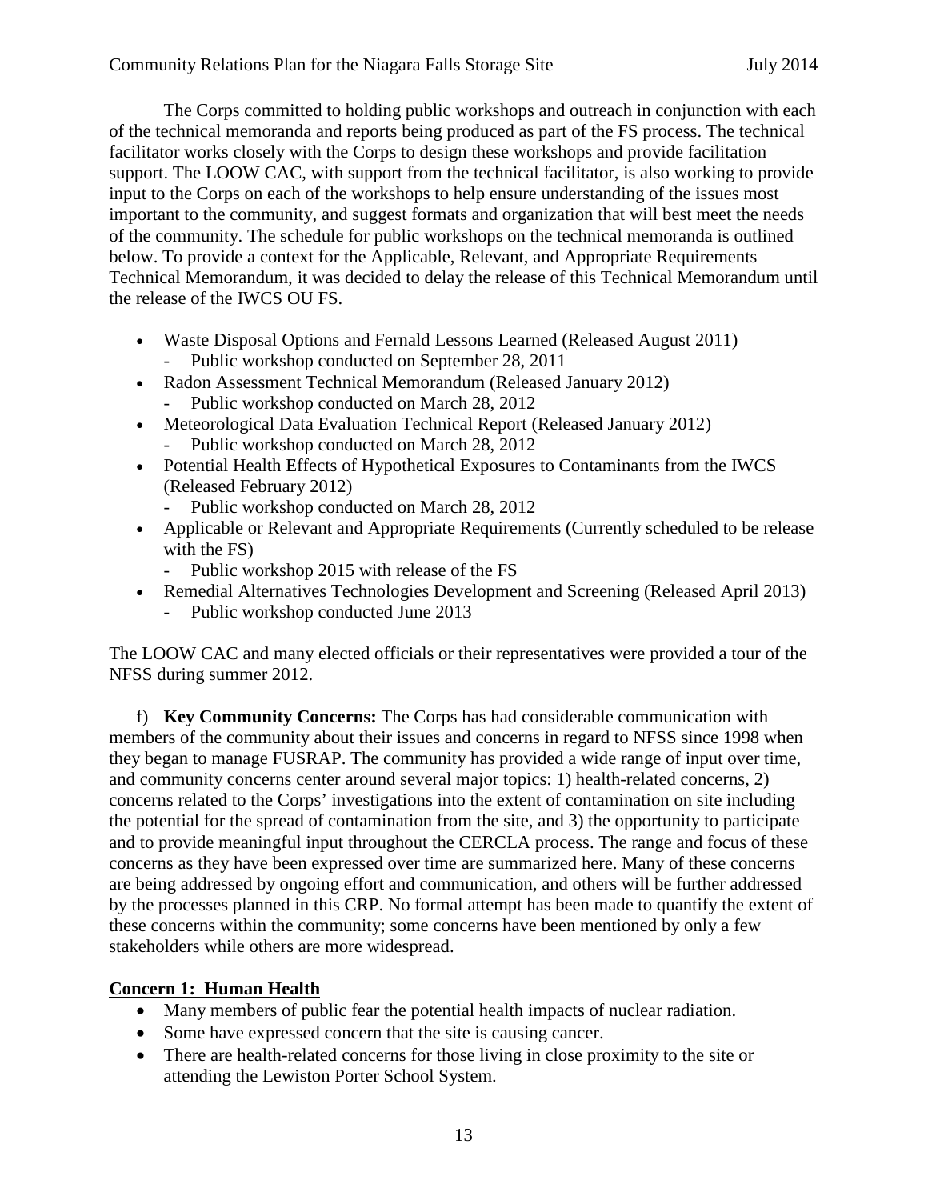The Corps committed to holding public workshops and outreach in conjunction with each of the technical memoranda and reports being produced as part of the FS process. The technical facilitator works closely with the Corps to design these workshops and provide facilitation support. The LOOW CAC, with support from the technical facilitator, is also working to provide input to the Corps on each of the workshops to help ensure understanding of the issues most important to the community, and suggest formats and organization that will best meet the needs of the community. The schedule for public workshops on the technical memoranda is outlined below. To provide a context for the Applicable, Relevant, and Appropriate Requirements Technical Memorandum, it was decided to delay the release of this Technical Memorandum until the release of the IWCS OU FS.

- Waste Disposal Options and Fernald Lessons Learned (Released August 2011)
  - Public workshop conducted on September 28, 2011
- Radon Assessment Technical Memorandum (Released January 2012)
  - Public workshop conducted on March 28, 2012
- Meteorological Data Evaluation Technical Report (Released January 2012)
  - Public workshop conducted on March 28, 2012
- Potential Health Effects of Hypothetical Exposures to Contaminants from the IWCS (Released February 2012)
  - Public workshop conducted on March 28, 2012
- Applicable or Relevant and Appropriate Requirements (Currently scheduled to be release with the FS)
  - Public workshop 2015 with release of the FS
- Remedial Alternatives Technologies Development and Screening (Released April 2013)
  - Public workshop conducted June 2013

The LOOW CAC and many elected officials or their representatives were provided a tour of the NFSS during summer 2012.

f) **Key Community Concerns:** The Corps has had considerable communication with members of the community about their issues and concerns in regard to NFSS since 1998 when they began to manage FUSRAP. The community has provided a wide range of input over time, and community concerns center around several major topics: 1) health-related concerns, 2) concerns related to the Corps' investigations into the extent of contamination on site including the potential for the spread of contamination from the site, and 3) the opportunity to participate and to provide meaningful input throughout the CERCLA process. The range and focus of these concerns as they have been expressed over time are summarized here. Many of these concerns are being addressed by ongoing effort and communication, and others will be further addressed by the processes planned in this CRP. No formal attempt has been made to quantify the extent of these concerns within the community; some concerns have been mentioned by only a few stakeholders while others are more widespread.

**Concern 1: Human Health**

- Many members of public fear the potential health impacts of nuclear radiation.
- Some have expressed concern that the site is causing cancer.
- There are health-related concerns for those living in close proximity to the site or attending the Lewiston Porter School System.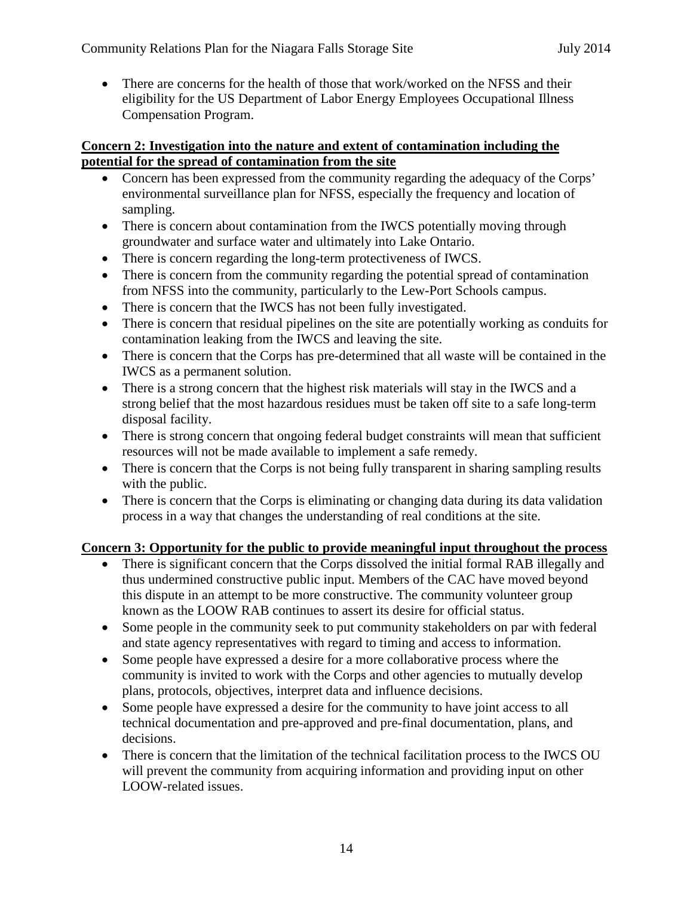- There are concerns for the health of those that work/worked on the NFSS and their eligibility for the US Department of Labor Energy Employees Occupational Illness Compensation Program.

**Concern 2: Investigation into the nature and extent of contamination including the potential for the spread of contamination from the site**

- Concern has been expressed from the community regarding the adequacy of the Corps' environmental surveillance plan for NFSS, especially the frequency and location of sampling.
- There is concern about contamination from the IWCS potentially moving through groundwater and surface water and ultimately into Lake Ontario.
- There is concern regarding the long-term protectiveness of IWCS.
- There is concern from the community regarding the potential spread of contamination from NFSS into the community, particularly to the Lew-Port Schools campus.
- There is concern that the IWCS has not been fully investigated.
- There is concern that residual pipelines on the site are potentially working as conduits for contamination leaking from the IWCS and leaving the site.
- There is concern that the Corps has pre-determined that all waste will be contained in the IWCS as a permanent solution.
- There is a strong concern that the highest risk materials will stay in the IWCS and a strong belief that the most hazardous residues must be taken off site to a safe long-term disposal facility.
- There is strong concern that ongoing federal budget constraints will mean that sufficient resources will not be made available to implement a safe remedy.
- There is concern that the Corps is not being fully transparent in sharing sampling results with the public.
- There is concern that the Corps is eliminating or changing data during its data validation process in a way that changes the understanding of real conditions at the site.

**Concern 3: Opportunity for the public to provide meaningful input throughout the process**

- There is significant concern that the Corps dissolved the initial formal RAB illegally and thus undermined constructive public input. Members of the CAC have moved beyond this dispute in an attempt to be more constructive. The community volunteer group known as the LOOW RAB continues to assert its desire for official status.
- Some people in the community seek to put community stakeholders on par with federal and state agency representatives with regard to timing and access to information.
- Some people have expressed a desire for a more collaborative process where the community is invited to work with the Corps and other agencies to mutually develop plans, protocols, objectives, interpret data and influence decisions.
- Some people have expressed a desire for the community to have joint access to all technical documentation and pre-approved and pre-final documentation, plans, and decisions.
- There is concern that the limitation of the technical facilitation process to the IWCS OU will prevent the community from acquiring information and providing input on other LOOW-related issues.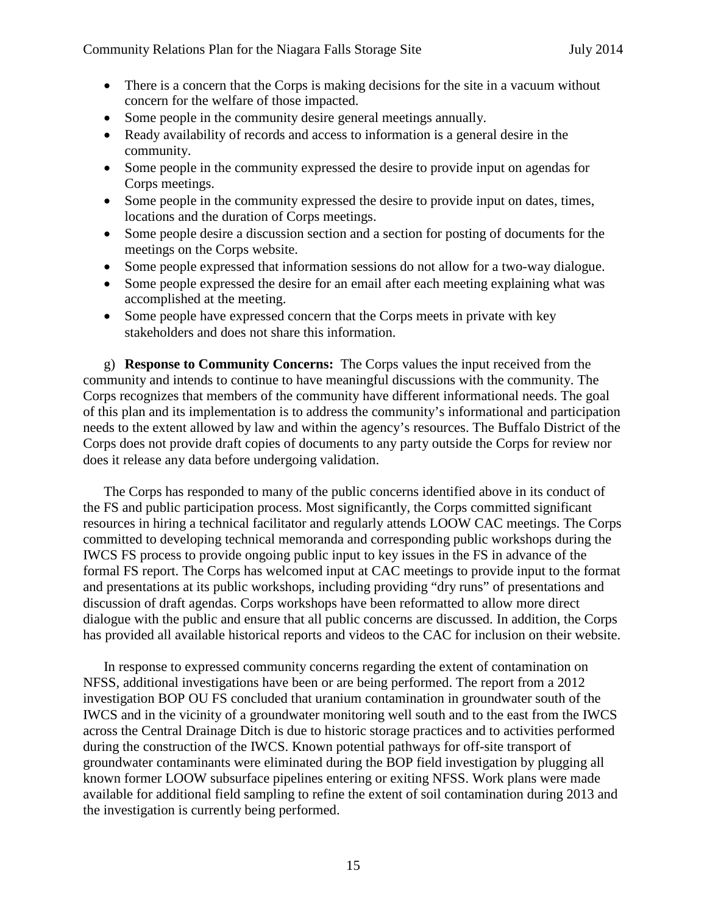- There is a concern that the Corps is making decisions for the site in a vacuum without concern for the welfare of those impacted.
- Some people in the community desire general meetings annually.
- Ready availability of records and access to information is a general desire in the community.
- Some people in the community expressed the desire to provide input on agendas for Corps meetings.
- Some people in the community expressed the desire to provide input on dates, times, locations and the duration of Corps meetings.
- Some people desire a discussion section and a section for posting of documents for the meetings on the Corps website.
- Some people expressed that information sessions do not allow for a two-way dialogue.
- Some people expressed the desire for an email after each meeting explaining what was accomplished at the meeting.
- Some people have expressed concern that the Corps meets in private with key stakeholders and does not share this information.

g) **Response to Community Concerns:** The Corps values the input received from the community and intends to continue to have meaningful discussions with the community. The Corps recognizes that members of the community have different informational needs. The goal of this plan and its implementation is to address the community's informational and participation needs to the extent allowed by law and within the agency's resources. The Buffalo District of the Corps does not provide draft copies of documents to any party outside the Corps for review nor does it release any data before undergoing validation.

The Corps has responded to many of the public concerns identified above in its conduct of the FS and public participation process. Most significantly, the Corps committed significant resources in hiring a technical facilitator and regularly attends LOOW CAC meetings. The Corps committed to developing technical memoranda and corresponding public workshops during the IWCS FS process to provide ongoing public input to key issues in the FS in advance of the formal FS report. The Corps has welcomed input at CAC meetings to provide input to the format and presentations at its public workshops, including providing "dry runs" of presentations and discussion of draft agendas. Corps workshops have been reformatted to allow more direct dialogue with the public and ensure that all public concerns are discussed. In addition, the Corps has provided all available historical reports and videos to the CAC for inclusion on their website.

In response to expressed community concerns regarding the extent of contamination on NFSS, additional investigations have been or are being performed. The report from a 2012 investigation BOP OU FS concluded that uranium contamination in groundwater south of the IWCS and in the vicinity of a groundwater monitoring well south and to the east from the IWCS across the Central Drainage Ditch is due to historic storage practices and to activities performed during the construction of the IWCS. Known potential pathways for off-site transport of groundwater contaminants were eliminated during the BOP field investigation by plugging all known former LOOW subsurface pipelines entering or exiting NFSS. Work plans were made available for additional field sampling to refine the extent of soil contamination during 2013 and the investigation is currently being performed.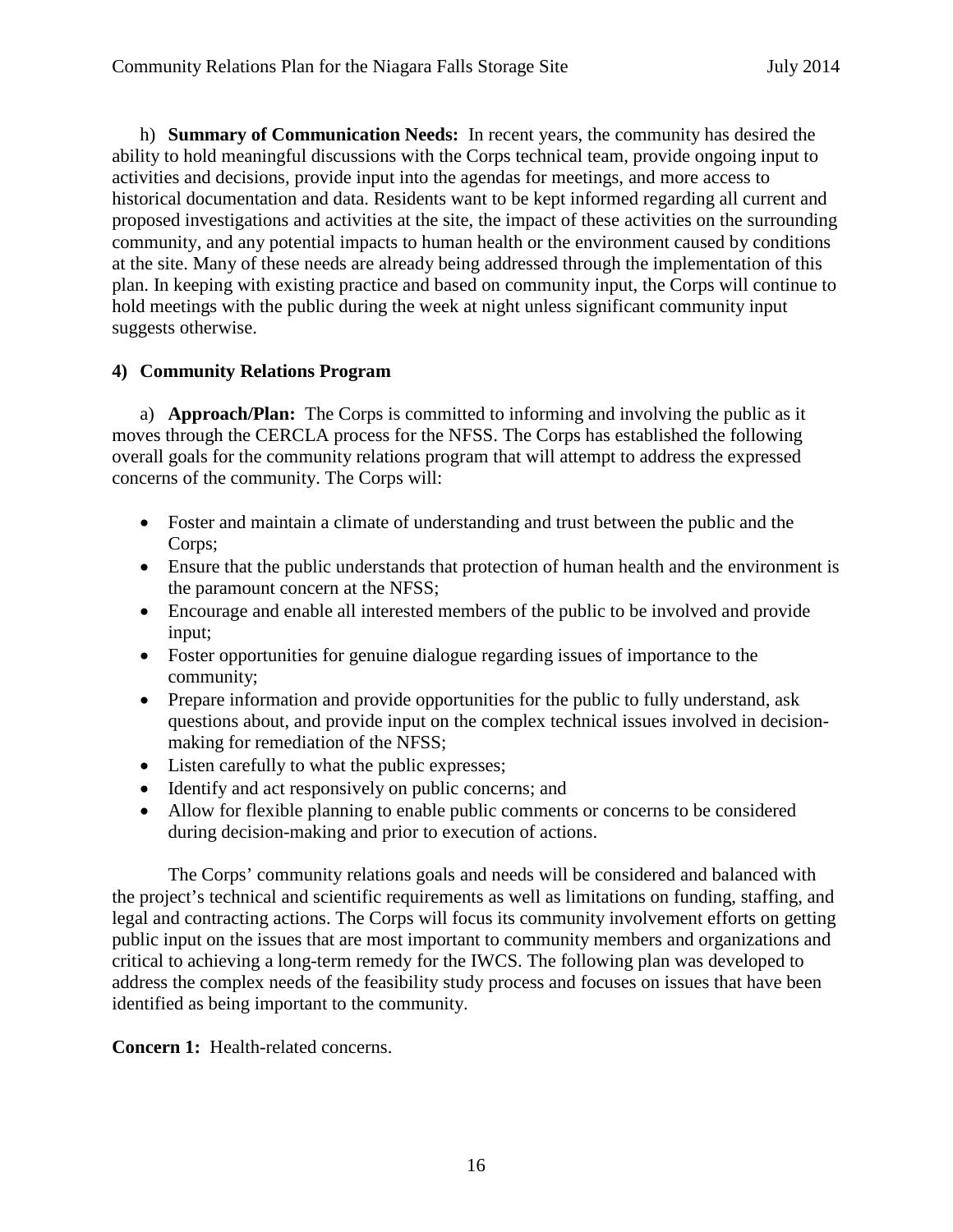h) **Summary of Communication Needs:** In recent years, the community has desired the ability to hold meaningful discussions with the Corps technical team, provide ongoing input to activities and decisions, provide input into the agendas for meetings, and more access to historical documentation and data. Residents want to be kept informed regarding all current and proposed investigations and activities at the site, the impact of these activities on the surrounding community, and any potential impacts to human health or the environment caused by conditions at the site. Many of these needs are already being addressed through the implementation of this plan. In keeping with existing practice and based on community input, the Corps will continue to hold meetings with the public during the week at night unless significant community input suggests otherwise.

## 4) Community Relations Program

a) **Approach/Plan:** The Corps is committed to informing and involving the public as it moves through the CERCLA process for the NFSS. The Corps has established the following overall goals for the community relations program that will attempt to address the expressed concerns of the community. The Corps will:

- Foster and maintain a climate of understanding and trust between the public and the Corps;
- Ensure that the public understands that protection of human health and the environment is the paramount concern at the NFSS;
- Encourage and enable all interested members of the public to be involved and provide input;
- Foster opportunities for genuine dialogue regarding issues of importance to the community;
- Prepare information and provide opportunities for the public to fully understand, ask questions about, and provide input on the complex technical issues involved in decision-making for remediation of the NFSS;
- Listen carefully to what the public expresses;
- Identify and act responsively on public concerns; and
- Allow for flexible planning to enable public comments or concerns to be considered during decision-making and prior to execution of actions.

The Corps' community relations goals and needs will be considered and balanced with the project's technical and scientific requirements as well as limitations on funding, staffing, and legal and contracting actions. The Corps will focus its community involvement efforts on getting public input on the issues that are most important to community members and organizations and critical to achieving a long-term remedy for the IWCS. The following plan was developed to address the complex needs of the feasibility study process and focuses on issues that have been identified as being important to the community.

**Concern 1:** Health-related concerns.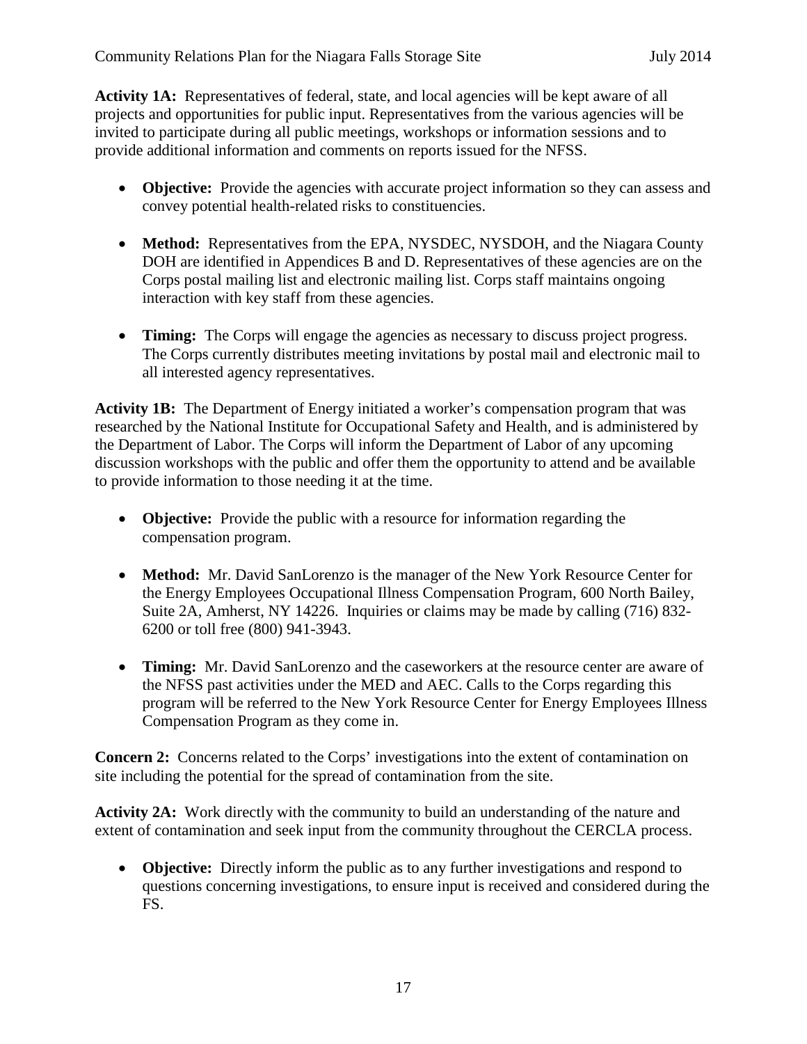**Activity 1A:** Representatives of federal, state, and local agencies will be kept aware of all projects and opportunities for public input. Representatives from the various agencies will be invited to participate during all public meetings, workshops or information sessions and to provide additional information and comments on reports issued for the NFSS.

- **Objective:** Provide the agencies with accurate project information so they can assess and convey potential health-related risks to constituencies.

- **Method:** Representatives from the EPA, NYSDEC, NYSDOH, and the Niagara County DOH are identified in Appendices B and D. Representatives of these agencies are on the Corps postal mailing list and electronic mailing list. Corps staff maintains ongoing interaction with key staff from these agencies.

- **Timing:** The Corps will engage the agencies as necessary to discuss project progress. The Corps currently distributes meeting invitations by postal mail and electronic mail to all interested agency representatives.

**Activity 1B:** The Department of Energy initiated a worker's compensation program that was researched by the National Institute for Occupational Safety and Health, and is administered by the Department of Labor. The Corps will inform the Department of Labor of any upcoming discussion workshops with the public and offer them the opportunity to attend and be available to provide information to those needing it at the time.

- **Objective:** Provide the public with a resource for information regarding the compensation program.

- **Method:** Mr. David SanLorenzo is the manager of the New York Resource Center for the Energy Employees Occupational Illness Compensation Program, 600 North Bailey, Suite 2A, Amherst, NY 14226. Inquiries or claims may be made by calling (716) 832-6200 or toll free (800) 941-3943.

- **Timing:** Mr. David SanLorenzo and the caseworkers at the resource center are aware of the NFSS past activities under the MED and AEC. Calls to the Corps regarding this program will be referred to the New York Resource Center for Energy Employees Illness Compensation Program as they come in.

**Concern 2:** Concerns related to the Corps' investigations into the extent of contamination on site including the potential for the spread of contamination from the site.

**Activity 2A:** Work directly with the community to build an understanding of the nature and extent of contamination and seek input from the community throughout the CERCLA process.

- **Objective:** Directly inform the public as to any further investigations and respond to questions concerning investigations, to ensure input is received and considered during the FS.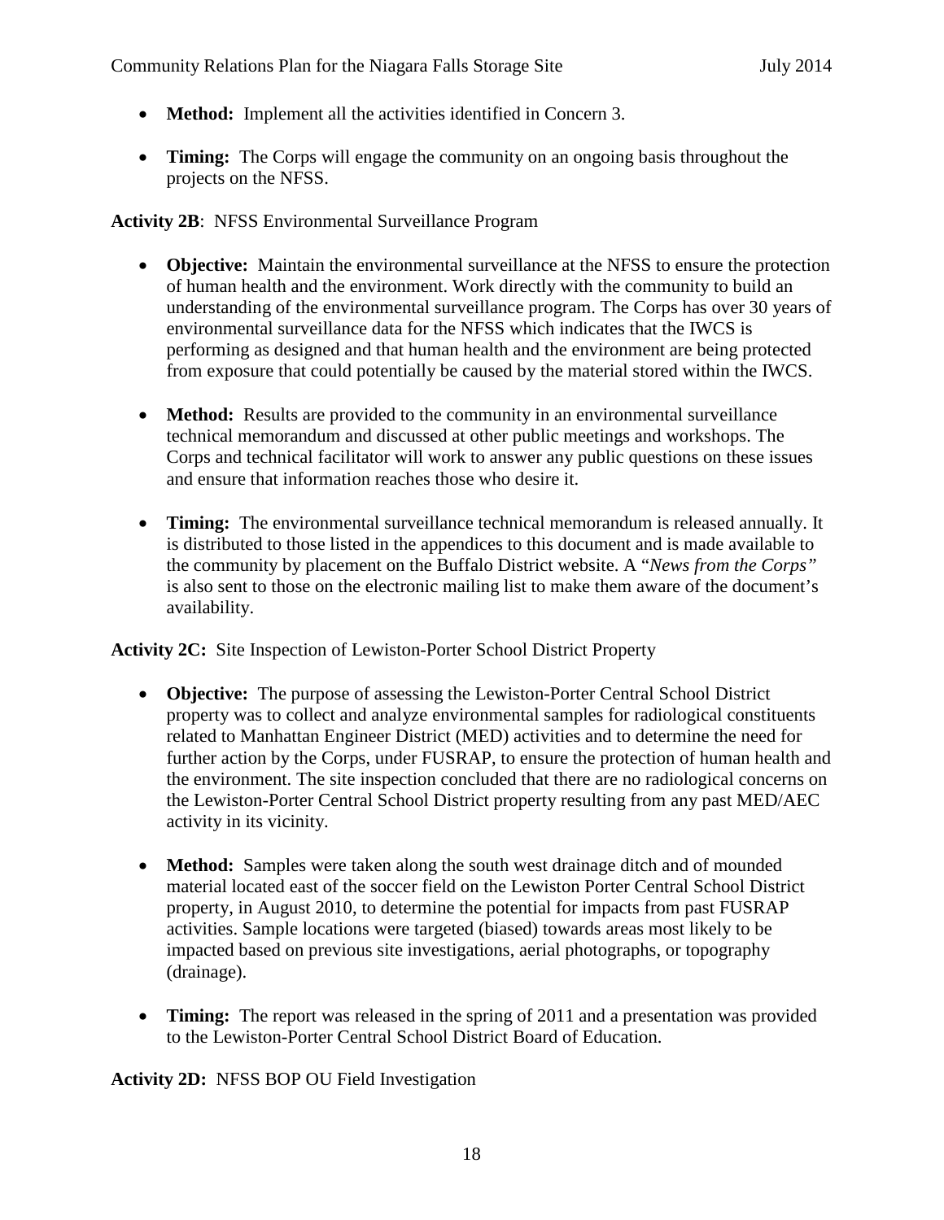- **Method:** Implement all the activities identified in Concern 3.

- **Timing:** The Corps will engage the community on an ongoing basis throughout the projects on the NFSS.

**Activity 2B**: NFSS Environmental Surveillance Program

- **Objective:** Maintain the environmental surveillance at the NFSS to ensure the protection of human health and the environment. Work directly with the community to build an understanding of the environmental surveillance program. The Corps has over 30 years of environmental surveillance data for the NFSS which indicates that the IWCS is performing as designed and that human health and the environment are being protected from exposure that could potentially be caused by the material stored within the IWCS.

- **Method:** Results are provided to the community in an environmental surveillance technical memorandum and discussed at other public meetings and workshops. The Corps and technical facilitator will work to answer any public questions on these issues and ensure that information reaches those who desire it.

- **Timing:** The environmental surveillance technical memorandum is released annually. It is distributed to those listed in the appendices to this document and is made available to the community by placement on the Buffalo District website. A "*News from the Corps"* is also sent to those on the electronic mailing list to make them aware of the document's availability.

**Activity 2C:** Site Inspection of Lewiston-Porter School District Property

- **Objective:** The purpose of assessing the Lewiston-Porter Central School District property was to collect and analyze environmental samples for radiological constituents related to Manhattan Engineer District (MED) activities and to determine the need for further action by the Corps, under FUSRAP, to ensure the protection of human health and the environment. The site inspection concluded that there are no radiological concerns on the Lewiston-Porter Central School District property resulting from any past MED/AEC activity in its vicinity.

- **Method:** Samples were taken along the south west drainage ditch and of mounded material located east of the soccer field on the Lewiston Porter Central School District property, in August 2010, to determine the potential for impacts from past FUSRAP activities. Sample locations were targeted (biased) towards areas most likely to be impacted based on previous site investigations, aerial photographs, or topography (drainage).

- **Timing:** The report was released in the spring of 2011 and a presentation was provided to the Lewiston-Porter Central School District Board of Education.

**Activity 2D:** NFSS BOP OU Field Investigation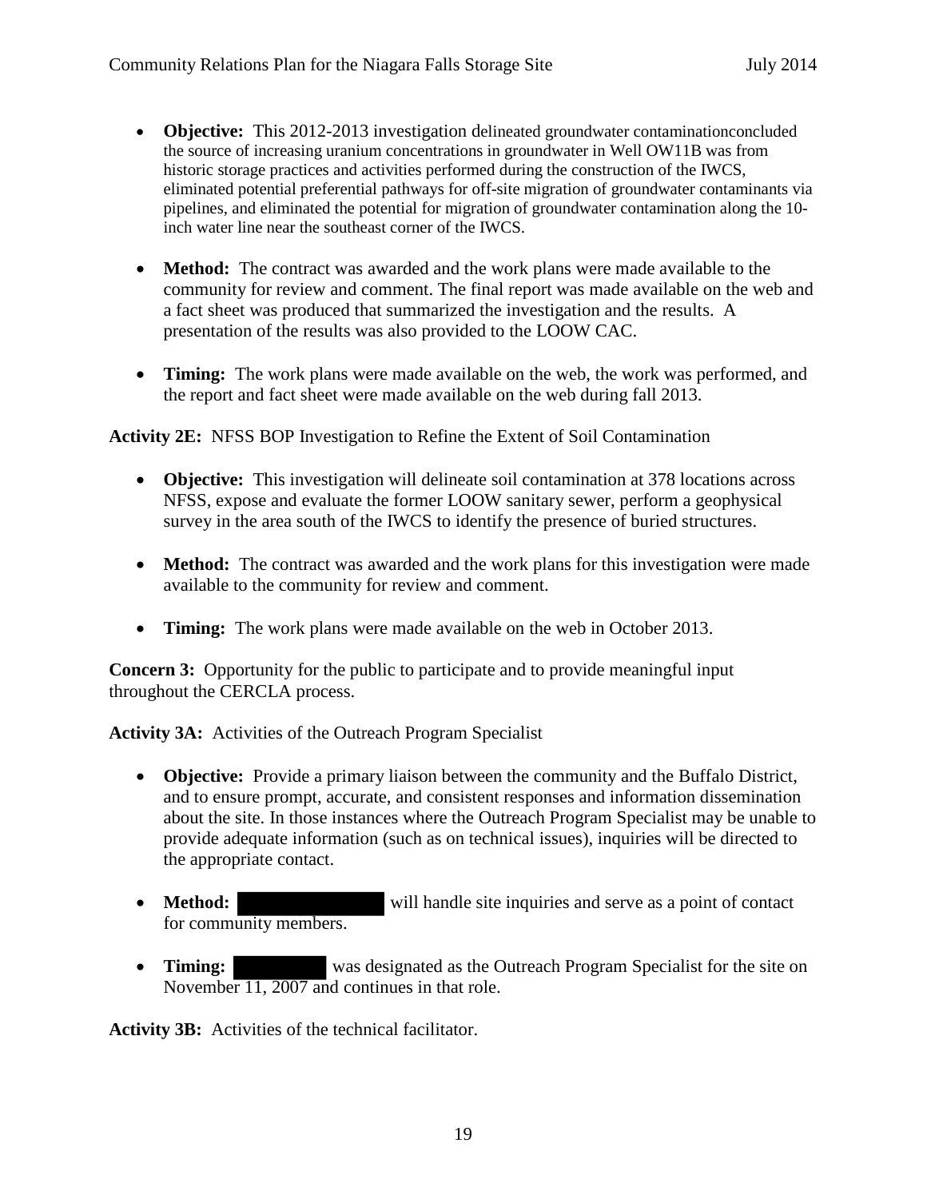- **Objective:** This 2012-2013 investigation delineated groundwater contaminationconcluded the source of increasing uranium concentrations in groundwater in Well OW11B was from historic storage practices and activities performed during the construction of the IWCS, eliminated potential preferential pathways for off-site migration of groundwater contaminants via pipelines, and eliminated the potential for migration of groundwater contamination along the 10-inch water line near the southeast corner of the IWCS.

- **Method:** The contract was awarded and the work plans were made available to the community for review and comment. The final report was made available on the web and a fact sheet was produced that summarized the investigation and the results. A presentation of the results was also provided to the LOOW CAC.

- **Timing:** The work plans were made available on the web, the work was performed, and the report and fact sheet were made available on the web during fall 2013.

**Activity 2E:** NFSS BOP Investigation to Refine the Extent of Soil Contamination

- **Objective:** This investigation will delineate soil contamination at 378 locations across NFSS, expose and evaluate the former LOOW sanitary sewer, perform a geophysical survey in the area south of the IWCS to identify the presence of buried structures.

- **Method:** The contract was awarded and the work plans for this investigation were made available to the community for review and comment.

- **Timing:** The work plans were made available on the web in October 2013.

**Concern 3:** Opportunity for the public to participate and to provide meaningful input throughout the CERCLA process.

**Activity 3A:** Activities of the Outreach Program Specialist

- **Objective:** Provide a primary liaison between the community and the Buffalo District, and to ensure prompt, accurate, and consistent responses and information dissemination about the site. In those instances where the Outreach Program Specialist may be unable to provide adequate information (such as on technical issues), inquiries will be directed to the appropriate contact.

- **Method:** [REDACTED] will handle site inquiries and serve as a point of contact for community members.

- **Timing:** [REDACTED] was designated as the Outreach Program Specialist for the site on November 11, 2007 and continues in that role.

**Activity 3B:** Activities of the technical facilitator.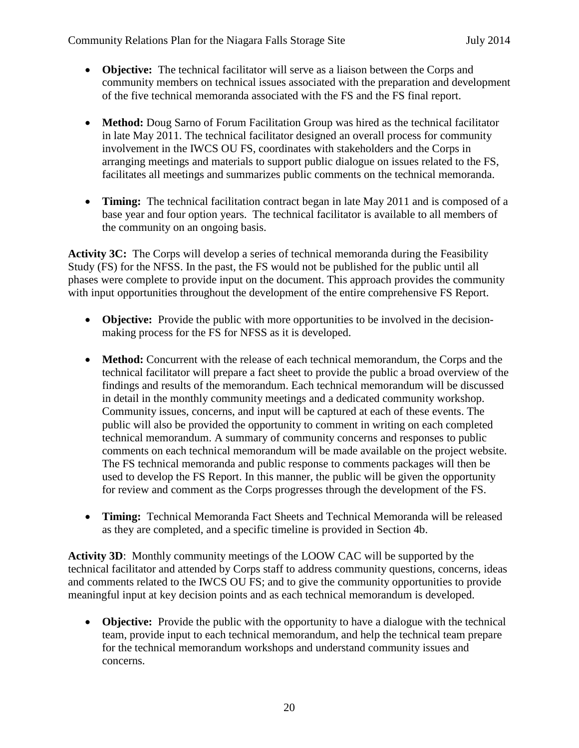- **Objective:** The technical facilitator will serve as a liaison between the Corps and community members on technical issues associated with the preparation and development of the five technical memoranda associated with the FS and the FS final report.

- **Method:** Doug Sarno of Forum Facilitation Group was hired as the technical facilitator in late May 2011. The technical facilitator designed an overall process for community involvement in the IWCS OU FS, coordinates with stakeholders and the Corps in arranging meetings and materials to support public dialogue on issues related to the FS, facilitates all meetings and summarizes public comments on the technical memoranda.

- **Timing:** The technical facilitation contract began in late May 2011 and is composed of a base year and four option years. The technical facilitator is available to all members of the community on an ongoing basis.

**Activity 3C:** The Corps will develop a series of technical memoranda during the Feasibility Study (FS) for the NFSS. In the past, the FS would not be published for the public until all phases were complete to provide input on the document. This approach provides the community with input opportunities throughout the development of the entire comprehensive FS Report.

- **Objective:** Provide the public with more opportunities to be involved in the decision-making process for the FS for NFSS as it is developed.

- **Method:** Concurrent with the release of each technical memorandum, the Corps and the technical facilitator will prepare a fact sheet to provide the public a broad overview of the findings and results of the memorandum. Each technical memorandum will be discussed in detail in the monthly community meetings and a dedicated community workshop. Community issues, concerns, and input will be captured at each of these events. The public will also be provided the opportunity to comment in writing on each completed technical memorandum. A summary of community concerns and responses to public comments on each technical memorandum will be made available on the project website. The FS technical memoranda and public response to comments packages will then be used to develop the FS Report. In this manner, the public will be given the opportunity for review and comment as the Corps progresses through the development of the FS.

- **Timing:** Technical Memoranda Fact Sheets and Technical Memoranda will be released as they are completed, and a specific timeline is provided in Section 4b.

**Activity 3D**: Monthly community meetings of the LOOW CAC will be supported by the technical facilitator and attended by Corps staff to address community questions, concerns, ideas and comments related to the IWCS OU FS; and to give the community opportunities to provide meaningful input at key decision points and as each technical memorandum is developed.

- **Objective:** Provide the public with the opportunity to have a dialogue with the technical team, provide input to each technical memorandum, and help the technical team prepare for the technical memorandum workshops and understand community issues and concerns.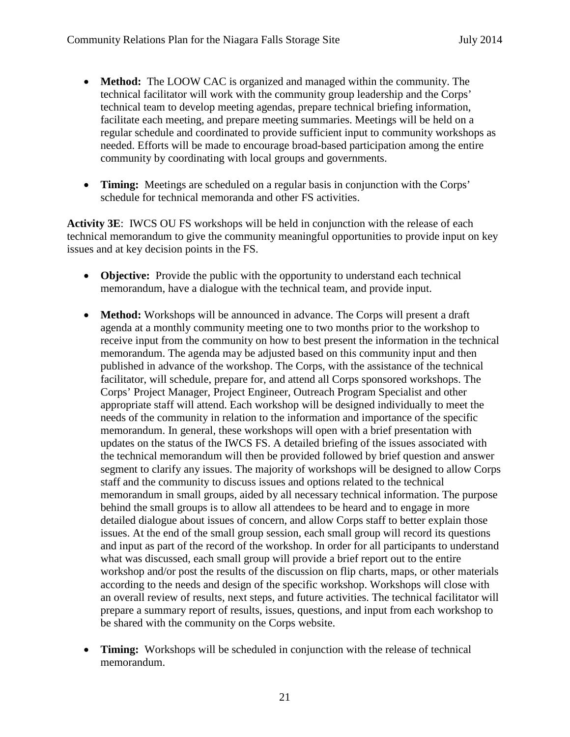- **Method:** The LOOW CAC is organized and managed within the community. The technical facilitator will work with the community group leadership and the Corps' technical team to develop meeting agendas, prepare technical briefing information, facilitate each meeting, and prepare meeting summaries. Meetings will be held on a regular schedule and coordinated to provide sufficient input to community workshops as needed. Efforts will be made to encourage broad-based participation among the entire community by coordinating with local groups and governments.

- **Timing:** Meetings are scheduled on a regular basis in conjunction with the Corps' schedule for technical memoranda and other FS activities.

**Activity 3E**: IWCS OU FS workshops will be held in conjunction with the release of each technical memorandum to give the community meaningful opportunities to provide input on key issues and at key decision points in the FS.

- **Objective:** Provide the public with the opportunity to understand each technical memorandum, have a dialogue with the technical team, and provide input.

- **Method:** Workshops will be announced in advance. The Corps will present a draft agenda at a monthly community meeting one to two months prior to the workshop to receive input from the community on how to best present the information in the technical memorandum. The agenda may be adjusted based on this community input and then published in advance of the workshop. The Corps, with the assistance of the technical facilitator, will schedule, prepare for, and attend all Corps sponsored workshops. The Corps' Project Manager, Project Engineer, Outreach Program Specialist and other appropriate staff will attend. Each workshop will be designed individually to meet the needs of the community in relation to the information and importance of the specific memorandum. In general, these workshops will open with a brief presentation with updates on the status of the IWCS FS. A detailed briefing of the issues associated with the technical memorandum will then be provided followed by brief question and answer segment to clarify any issues. The majority of workshops will be designed to allow Corps staff and the community to discuss issues and options related to the technical memorandum in small groups, aided by all necessary technical information. The purpose behind the small groups is to allow all attendees to be heard and to engage in more detailed dialogue about issues of concern, and allow Corps staff to better explain those issues. At the end of the small group session, each small group will record its questions and input as part of the record of the workshop. In order for all participants to understand what was discussed, each small group will provide a brief report out to the entire workshop and/or post the results of the discussion on flip charts, maps, or other materials according to the needs and design of the specific workshop. Workshops will close with an overall review of results, next steps, and future activities. The technical facilitator will prepare a summary report of results, issues, questions, and input from each workshop to be shared with the community on the Corps website.

- **Timing:** Workshops will be scheduled in conjunction with the release of technical memorandum.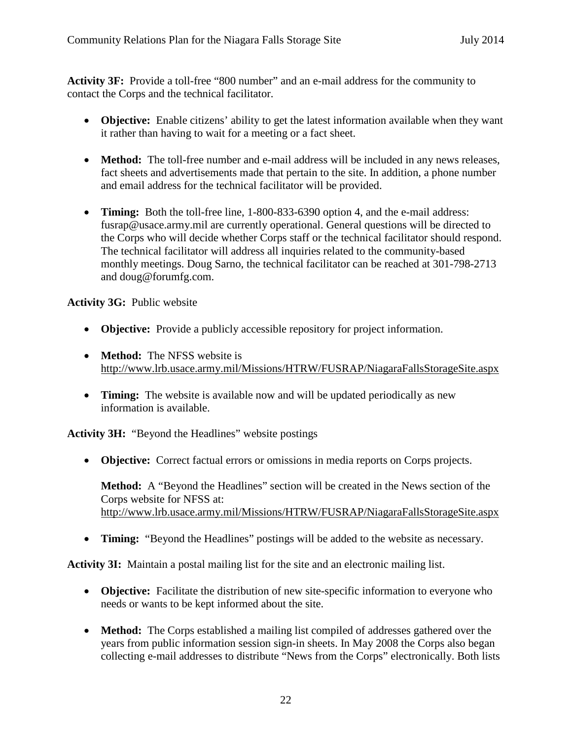**Activity 3F:** Provide a toll-free "800 number" and an e-mail address for the community to contact the Corps and the technical facilitator.

- **Objective:** Enable citizens' ability to get the latest information available when they want it rather than having to wait for a meeting or a fact sheet.

- **Method:** The toll-free number and e-mail address will be included in any news releases, fact sheets and advertisements made that pertain to the site. In addition, a phone number and email address for the technical facilitator will be provided.

- **Timing:** Both the toll-free line, 1-800-833-6390 option 4, and the e-mail address: fusrap@usace.army.mil are currently operational. General questions will be directed to the Corps who will decide whether Corps staff or the technical facilitator should respond. The technical facilitator will address all inquiries related to the community-based monthly meetings. Doug Sarno, the technical facilitator can be reached at 301-798-2713 and doug@forumfg.com.

**Activity 3G:** Public website

- **Objective:** Provide a publicly accessible repository for project information.

- **Method:** The NFSS website is http://www.lrb.usace.army.mil/Missions/HTRW/FUSRAP/NiagaraFallsStorageSite.aspx

- **Timing:** The website is available now and will be updated periodically as new information is available.

**Activity 3H:** "Beyond the Headlines" website postings

- **Objective:** Correct factual errors or omissions in media reports on Corps projects.

  **Method:** A "Beyond the Headlines" section will be created in the News section of the Corps website for NFSS at: http://www.lrb.usace.army.mil/Missions/HTRW/FUSRAP/NiagaraFallsStorageSite.aspx

- **Timing:** "Beyond the Headlines" postings will be added to the website as necessary.

**Activity 3I:** Maintain a postal mailing list for the site and an electronic mailing list.

- **Objective:** Facilitate the distribution of new site-specific information to everyone who needs or wants to be kept informed about the site.

- **Method:** The Corps established a mailing list compiled of addresses gathered over the years from public information session sign-in sheets. In May 2008 the Corps also began collecting e-mail addresses to distribute "News from the Corps" electronically. Both lists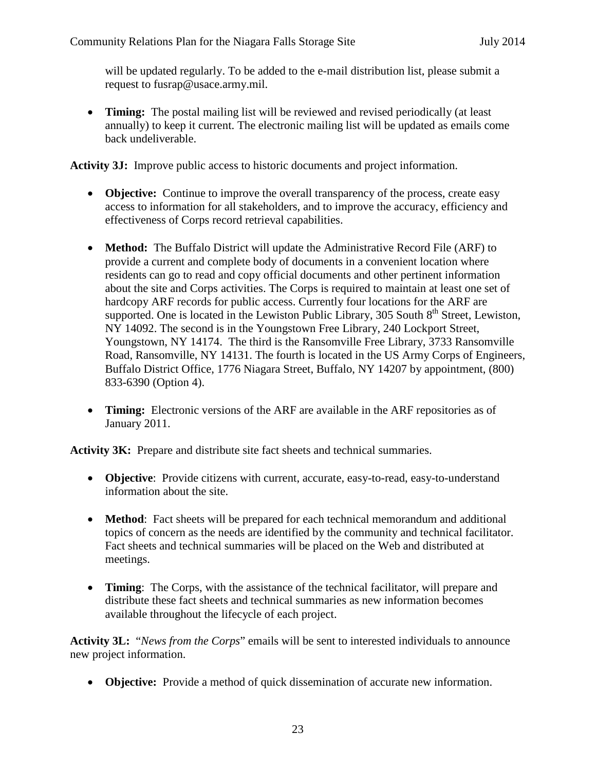will be updated regularly. To be added to the e-mail distribution list, please submit a request to fusrap@usace.army.mil.

- **Timing:** The postal mailing list will be reviewed and revised periodically (at least annually) to keep it current. The electronic mailing list will be updated as emails come back undeliverable.

**Activity 3J:** Improve public access to historic documents and project information.

- **Objective:** Continue to improve the overall transparency of the process, create easy access to information for all stakeholders, and to improve the accuracy, efficiency and effectiveness of Corps record retrieval capabilities.

- **Method:** The Buffalo District will update the Administrative Record File (ARF) to provide a current and complete body of documents in a convenient location where residents can go to read and copy official documents and other pertinent information about the site and Corps activities. The Corps is required to maintain at least one set of hardcopy ARF records for public access. Currently four locations for the ARF are supported. One is located in the Lewiston Public Library, 305 South 8th Street, Lewiston, NY 14092. The second is in the Youngstown Free Library, 240 Lockport Street, Youngstown, NY 14174. The third is the Ransomville Free Library, 3733 Ransomville Road, Ransomville, NY 14131. The fourth is located in the US Army Corps of Engineers, Buffalo District Office, 1776 Niagara Street, Buffalo, NY 14207 by appointment, (800) 833-6390 (Option 4).

- **Timing:** Electronic versions of the ARF are available in the ARF repositories as of January 2011.

**Activity 3K:** Prepare and distribute site fact sheets and technical summaries.

- **Objective**: Provide citizens with current, accurate, easy-to-read, easy-to-understand information about the site.

- **Method**: Fact sheets will be prepared for each technical memorandum and additional topics of concern as the needs are identified by the community and technical facilitator. Fact sheets and technical summaries will be placed on the Web and distributed at meetings.

- **Timing**: The Corps, with the assistance of the technical facilitator, will prepare and distribute these fact sheets and technical summaries as new information becomes available throughout the lifecycle of each project.

**Activity 3L:** "*News from the Corps*" emails will be sent to interested individuals to announce new project information.

- **Objective:** Provide a method of quick dissemination of accurate new information.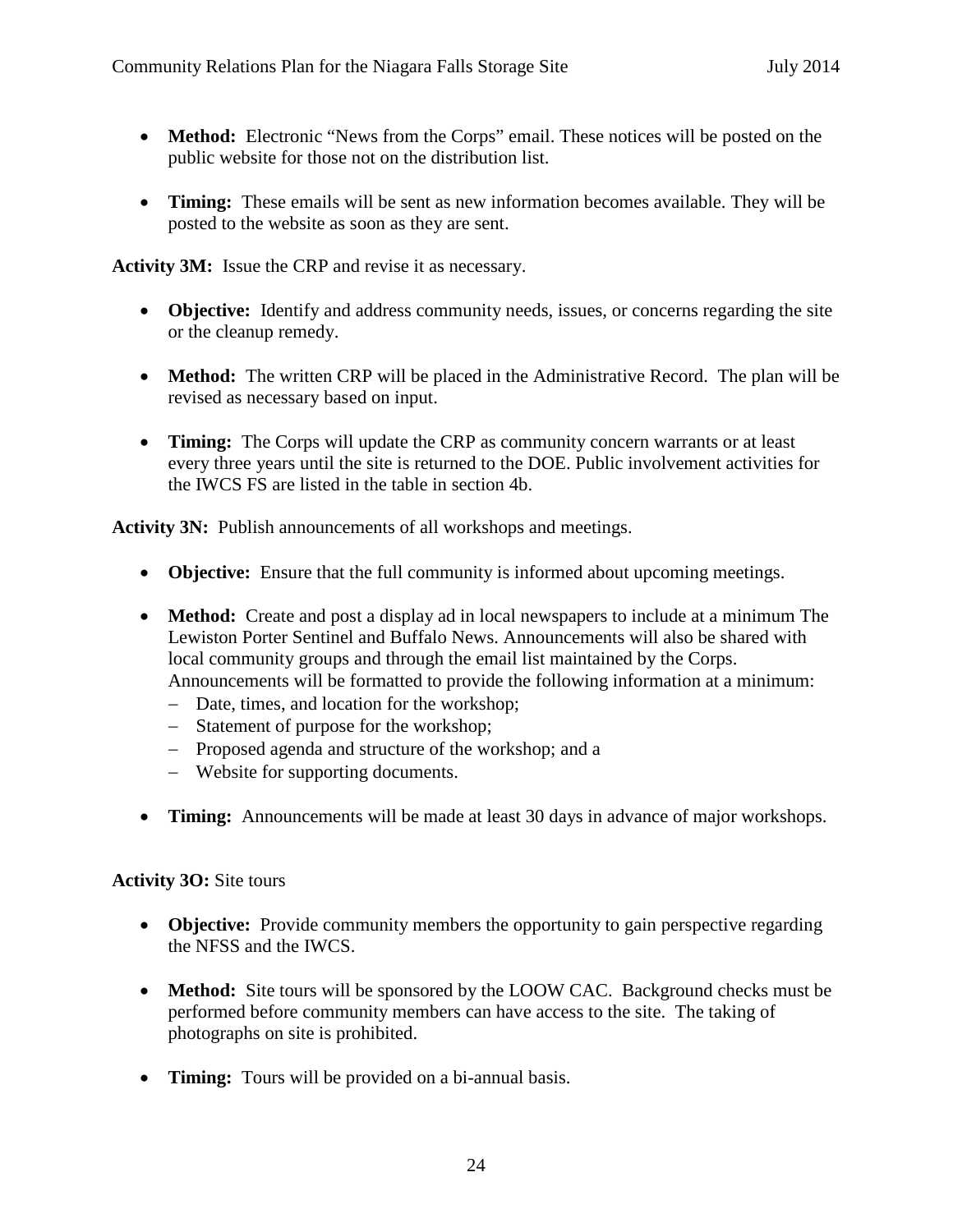- **Method:** Electronic "News from the Corps" email. These notices will be posted on the public website for those not on the distribution list.

- **Timing:** These emails will be sent as new information becomes available. They will be posted to the website as soon as they are sent.

**Activity 3M:** Issue the CRP and revise it as necessary.

- **Objective:** Identify and address community needs, issues, or concerns regarding the site or the cleanup remedy.

- **Method:** The written CRP will be placed in the Administrative Record. The plan will be revised as necessary based on input.

- **Timing:** The Corps will update the CRP as community concern warrants or at least every three years until the site is returned to the DOE. Public involvement activities for the IWCS FS are listed in the table in section 4b.

**Activity 3N:** Publish announcements of all workshops and meetings.

- **Objective:** Ensure that the full community is informed about upcoming meetings.

- **Method:** Create and post a display ad in local newspapers to include at a minimum The Lewiston Porter Sentinel and Buffalo News. Announcements will also be shared with local community groups and through the email list maintained by the Corps. Announcements will be formatted to provide the following information at a minimum:
  - Date, times, and location for the workshop;
  - Statement of purpose for the workshop;
  - Proposed agenda and structure of the workshop; and a
  - Website for supporting documents.

- **Timing:** Announcements will be made at least 30 days in advance of major workshops.

**Activity 3O:** Site tours

- **Objective:** Provide community members the opportunity to gain perspective regarding the NFSS and the IWCS.

- **Method:** Site tours will be sponsored by the LOOW CAC. Background checks must be performed before community members can have access to the site. The taking of photographs on site is prohibited.

- **Timing:** Tours will be provided on a bi-annual basis.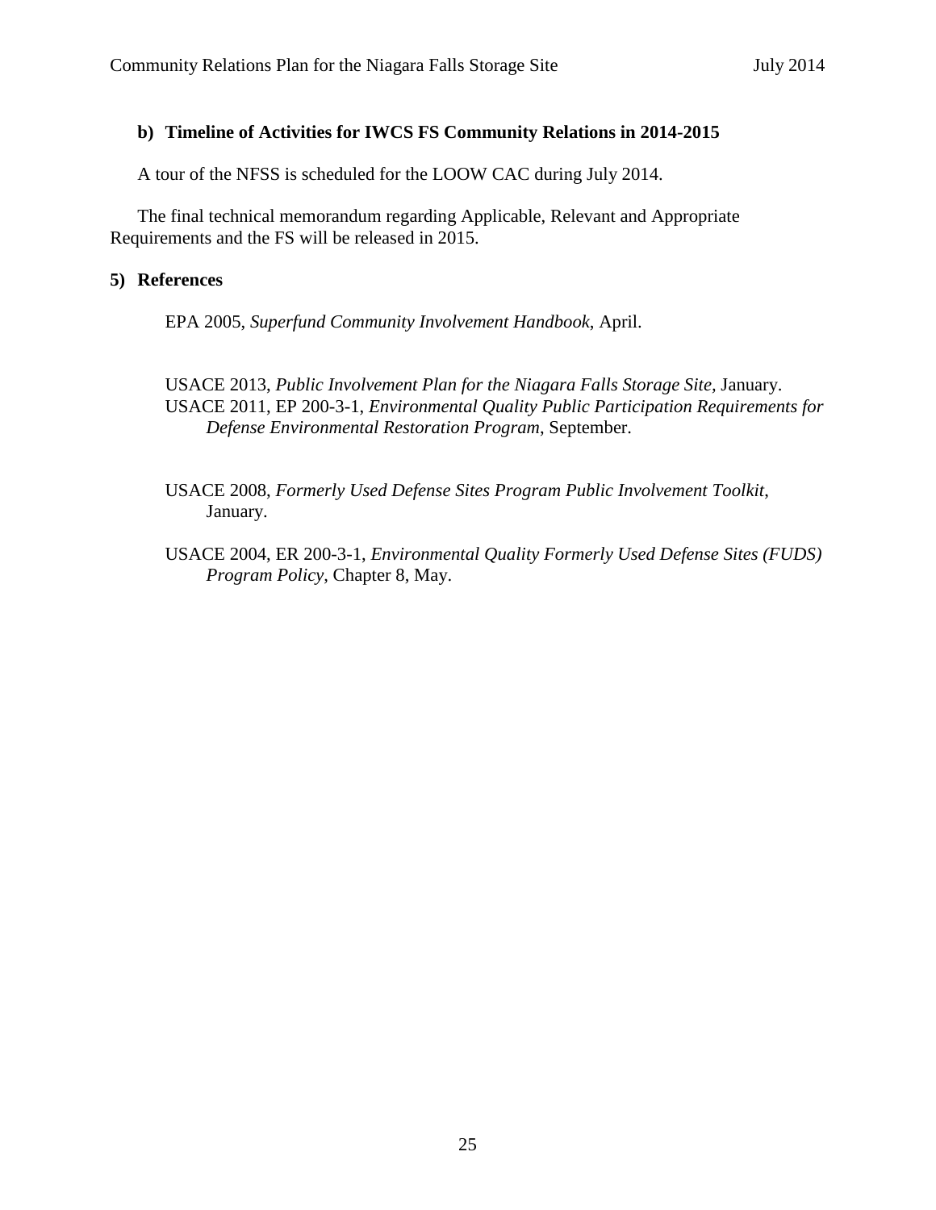### b) Timeline of Activities for IWCS FS Community Relations in 2014-2015

A tour of the NFSS is scheduled for the LOOW CAC during July 2014.

The final technical memorandum regarding Applicable, Relevant and Appropriate Requirements and the FS will be released in 2015.

## 5) References

EPA 2005, *Superfund Community Involvement Handbook*, April.

USACE 2013, *Public Involvement Plan for the Niagara Falls Storage Site*, January.

USACE 2011, EP 200-3-1, *Environmental Quality Public Participation Requirements for Defense Environmental Restoration Program*, September.

USACE 2008, *Formerly Used Defense Sites Program Public Involvement Toolkit*, January.

USACE 2004, ER 200-3-1, *Environmental Quality Formerly Used Defense Sites (FUDS) Program Policy*, Chapter 8, May.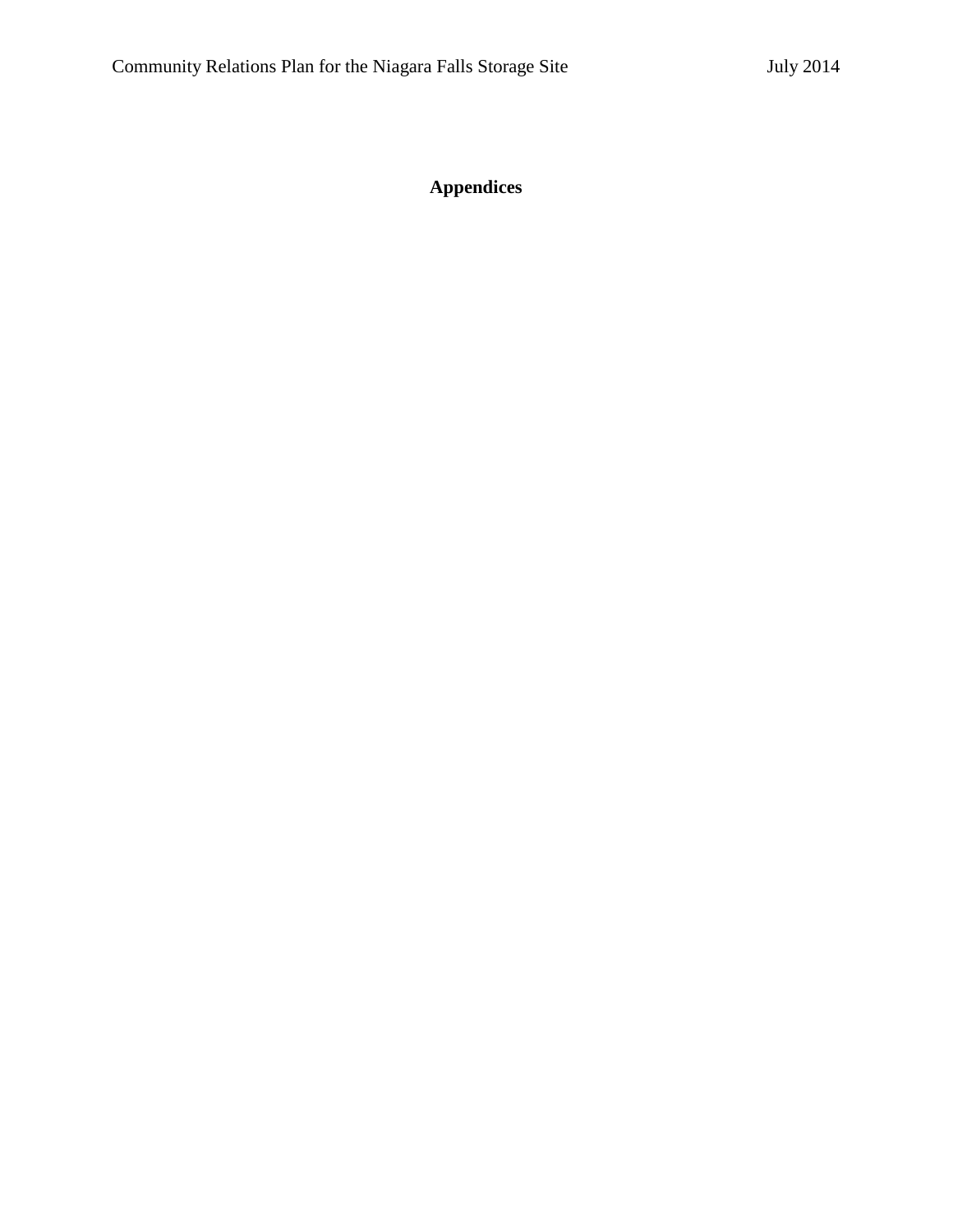# Appendices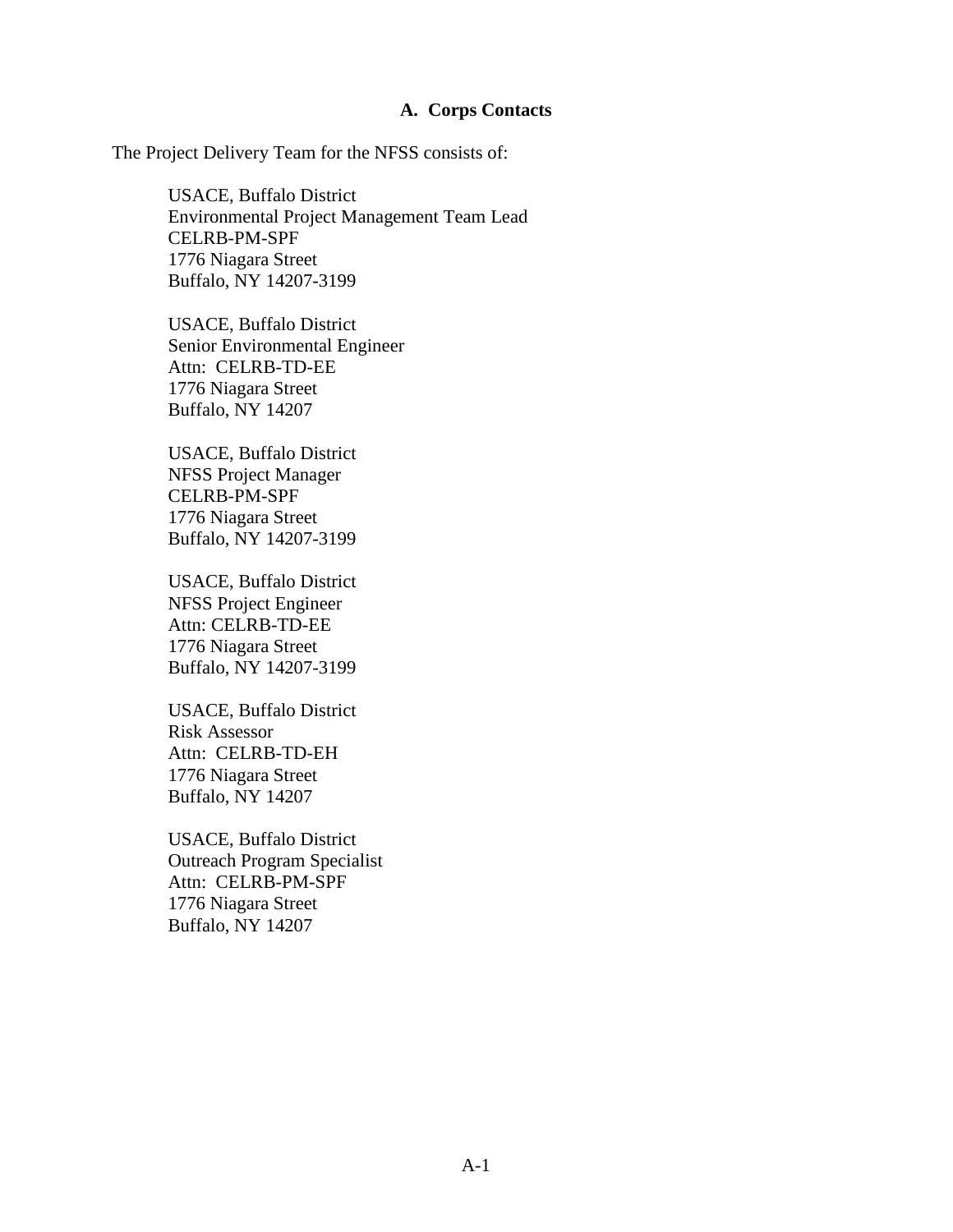## A. Corps Contacts

The Project Delivery Team for the NFSS consists of:

USACE, Buffalo District  
Environmental Project Management Team Lead  
CELRB-PM-SPF  
1776 Niagara Street  
Buffalo, NY 14207-3199

USACE, Buffalo District  
Senior Environmental Engineer  
Attn: CELRB-TD-EE  
1776 Niagara Street  
Buffalo, NY 14207

USACE, Buffalo District  
NFSS Project Manager  
CELRB-PM-SPF  
1776 Niagara Street  
Buffalo, NY 14207-3199

USACE, Buffalo District  
NFSS Project Engineer  
Attn: CELRB-TD-EE  
1776 Niagara Street  
Buffalo, NY 14207-3199

USACE, Buffalo District  
Risk Assessor  
Attn: CELRB-TD-EH  
1776 Niagara Street  
Buffalo, NY 14207

USACE, Buffalo District  
Outreach Program Specialist  
Attn: CELRB-PM-SPF  
1776 Niagara Street  
Buffalo, NY 14207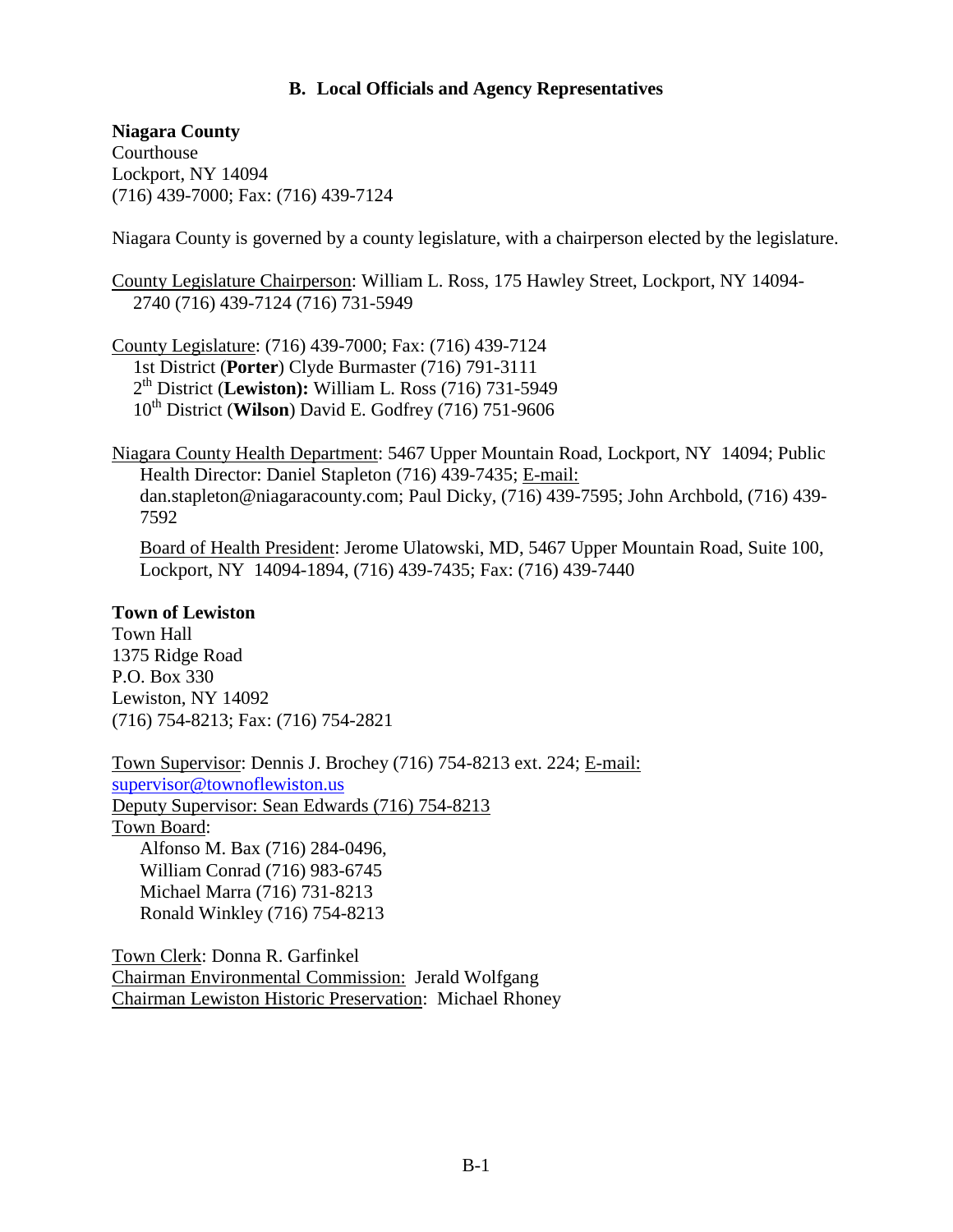## B. Local Officials and Agency Representatives

**Niagara County**
Courthouse
Lockport, NY 14094
(716) 439-7000; Fax: (716) 439-7124

Niagara County is governed by a county legislature, with a chairperson elected by the legislature.

County Legislature Chairperson: William L. Ross, 175 Hawley Street, Lockport, NY 14094-2740 (716) 439-7124 (716) 731-5949

County Legislature: (716) 439-7000; Fax: (716) 439-7124
1st District (**Porter**) Clyde Burmaster (716) 791-3111
2th District (**Lewiston):** William L. Ross (716) 731-5949
10th District (**Wilson**) David E. Godfrey (716) 751-9606

Niagara County Health Department: 5467 Upper Mountain Road, Lockport, NY 14094; Public Health Director: Daniel Stapleton (716) 439-7435; E-mail: dan.stapleton@niagaracounty.com; Paul Dicky, (716) 439-7595; John Archbold, (716) 439-7592

Board of Health President: Jerome Ulatowski, MD, 5467 Upper Mountain Road, Suite 100, Lockport, NY 14094-1894, (716) 439-7435; Fax: (716) 439-7440

**Town of Lewiston**
Town Hall
1375 Ridge Road
P.O. Box 330
Lewiston, NY 14092
(716) 754-8213; Fax: (716) 754-2821

Town Supervisor: Dennis J. Brochey (716) 754-8213 ext. 224; E-mail: supervisor@townoflewiston.us
Deputy Supervisor: Sean Edwards (716) 754-8213
Town Board:
Alfonso M. Bax (716) 284-0496,
William Conrad (716) 983-6745
Michael Marra (716) 731-8213
Ronald Winkley (716) 754-8213

Town Clerk: Donna R. Garfinkel
Chairman Environmental Commission: Jerald Wolfgang
Chairman Lewiston Historic Preservation: Michael Rhoney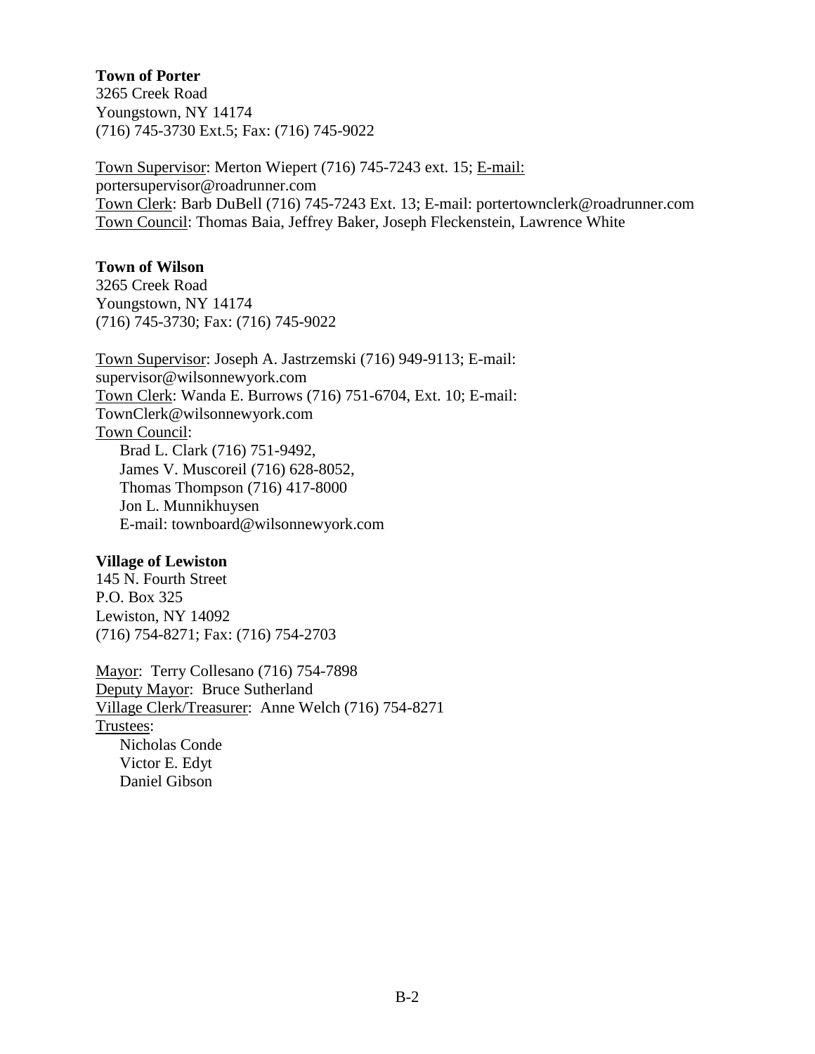**Town of Porter**
3265 Creek Road
Youngstown, NY 14174
(716) 745-3730 Ext.5; Fax: (716) 745-9022

Town Supervisor: Merton Wiepert (716) 745-7243 ext. 15; E-mail: portersupervisor@roadrunner.com
Town Clerk: Barb DuBell (716) 745-7243 Ext. 13; E-mail: portertownclerk@roadrunner.com
Town Council: Thomas Baia, Jeffrey Baker, Joseph Fleckenstein, Lawrence White

**Town of Wilson**
3265 Creek Road
Youngstown, NY 14174
(716) 745-3730; Fax: (716) 745-9022

Town Supervisor: Joseph A. Jastrzemski (716) 949-9113; E-mail: supervisor@wilsonnewyork.com
Town Clerk: Wanda E. Burrows (716) 751-6704, Ext. 10; E-mail: TownClerk@wilsonnewyork.com
Town Council:
- Brad L. Clark (716) 751-9492,
- James V. Muscoreil (716) 628-8052,
- Thomas Thompson (716) 417-8000
- Jon L. Munnikhuysen
- E-mail: townboard@wilsonnewyork.com

**Village of Lewiston**
145 N. Fourth Street
P.O. Box 325
Lewiston, NY 14092
(716) 754-8271; Fax: (716) 754-2703

Mayor: Terry Collesano (716) 754-7898
Deputy Mayor: Bruce Sutherland
Village Clerk/Treasurer: Anne Welch (716) 754-8271
Trustees:
- Nicholas Conde
- Victor E. Edyt
- Daniel Gibson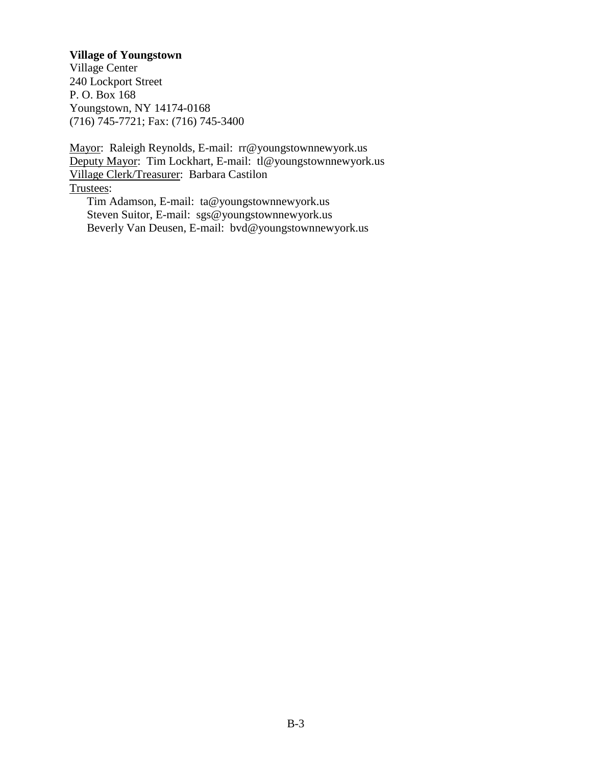**Village of Youngstown**
Village Center
240 Lockport Street
P. O. Box 168
Youngstown, NY 14174-0168
(716) 745-7721; Fax: (716) 745-3400

Mayor: Raleigh Reynolds, E-mail: rr@youngstownnewyork.us
Deputy Mayor: Tim Lockhart, E-mail: tl@youngstownnewyork.us
Village Clerk/Treasurer: Barbara Castilon
Trustees:

- Tim Adamson, E-mail: ta@youngstownnewyork.us
- Steven Suitor, E-mail: sgs@youngstownnewyork.us
- Beverly Van Deusen, E-mail: bvd@youngstownnewyork.us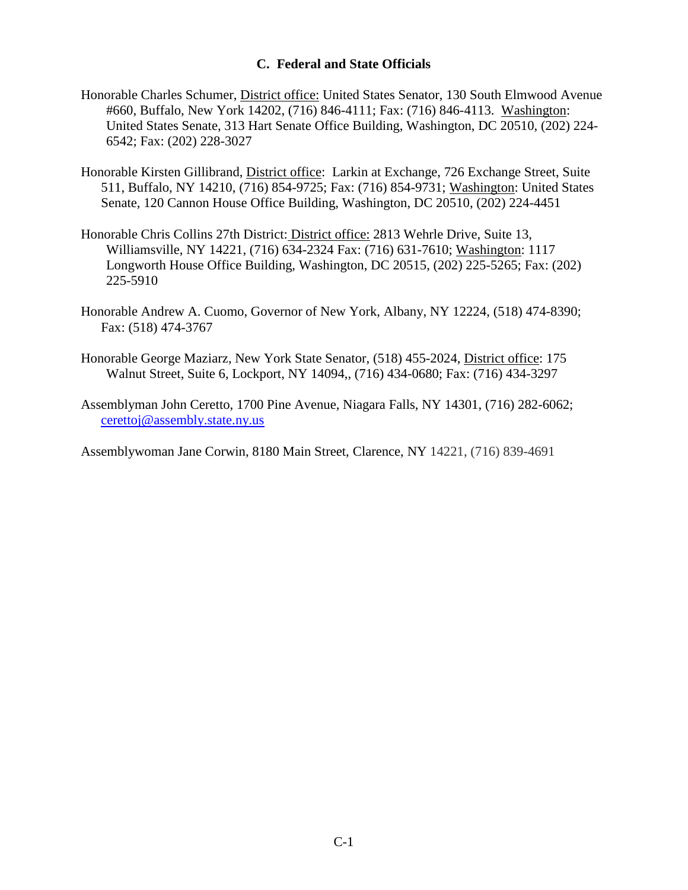### C. Federal and State Officials

Honorable Charles Schumer, District office: United States Senator, 130 South Elmwood Avenue #660, Buffalo, New York 14202, (716) 846-4111; Fax: (716) 846-4113. Washington: United States Senate, 313 Hart Senate Office Building, Washington, DC 20510, (202) 224-6542; Fax: (202) 228-3027

Honorable Kirsten Gillibrand, District office: Larkin at Exchange, 726 Exchange Street, Suite 511, Buffalo, NY 14210, (716) 854-9725; Fax: (716) 854-9731; Washington: United States Senate, 120 Cannon House Office Building, Washington, DC 20510, (202) 224-4451

Honorable Chris Collins 27th District: District office: 2813 Wehrle Drive, Suite 13, Williamsville, NY 14221, (716) 634-2324 Fax: (716) 631-7610; Washington: 1117 Longworth House Office Building, Washington, DC 20515, (202) 225-5265; Fax: (202) 225-5910

Honorable Andrew A. Cuomo, Governor of New York, Albany, NY 12224, (518) 474-8390; Fax: (518) 474-3767

Honorable George Maziarz, New York State Senator, (518) 455-2024, District office: 175 Walnut Street, Suite 6, Lockport, NY 14094,, (716) 434-0680; Fax: (716) 434-3297

Assemblyman John Ceretto, 1700 Pine Avenue, Niagara Falls, NY 14301, (716) 282-6062; cerettoj@assembly.state.ny.us

Assemblywoman Jane Corwin, 8180 Main Street, Clarence, NY 14221, (716) 839-4691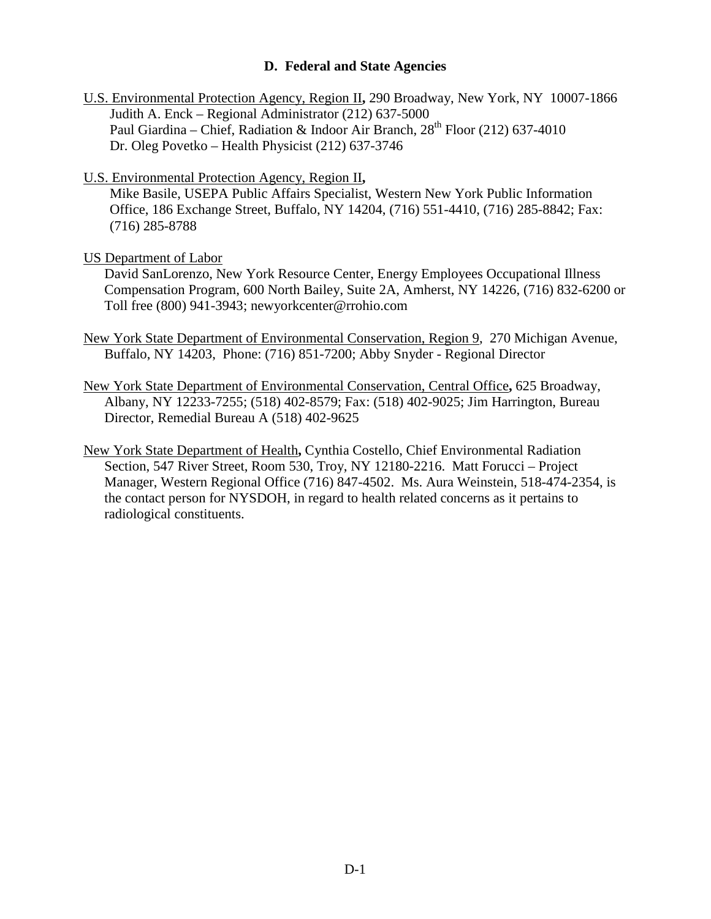### D. Federal and State Agencies

U.S. Environmental Protection Agency, Region II**,** 290 Broadway, New York, NY 10007-1866
Judith A. Enck – Regional Administrator (212) 637-5000
Paul Giardina – Chief, Radiation & Indoor Air Branch, 28th Floor (212) 637-4010
Dr. Oleg Povetko – Health Physicist (212) 637-3746

U.S. Environmental Protection Agency, Region II**,**
Mike Basile, USEPA Public Affairs Specialist, Western New York Public Information Office, 186 Exchange Street, Buffalo, NY 14204, (716) 551-4410, (716) 285-8842; Fax: (716) 285-8788

US Department of Labor
David SanLorenzo, New York Resource Center, Energy Employees Occupational Illness Compensation Program, 600 North Bailey, Suite 2A, Amherst, NY 14226, (716) 832-6200 or Toll free (800) 941-3943; newyorkcenter@rrohio.com

New York State Department of Environmental Conservation, Region 9, 270 Michigan Avenue, Buffalo, NY 14203, Phone: (716) 851-7200; Abby Snyder - Regional Director

New York State Department of Environmental Conservation, Central Office**,** 625 Broadway, Albany, NY 12233-7255; (518) 402-8579; Fax: (518) 402-9025; Jim Harrington, Bureau Director, Remedial Bureau A (518) 402-9625

New York State Department of Health**,** Cynthia Costello, Chief Environmental Radiation Section, 547 River Street, Room 530, Troy, NY 12180-2216. Matt Forucci – Project Manager, Western Regional Office (716) 847-4502. Ms. Aura Weinstein, 518-474-2354, is the contact person for NYSDOH, in regard to health related concerns as it pertains to radiological constituents.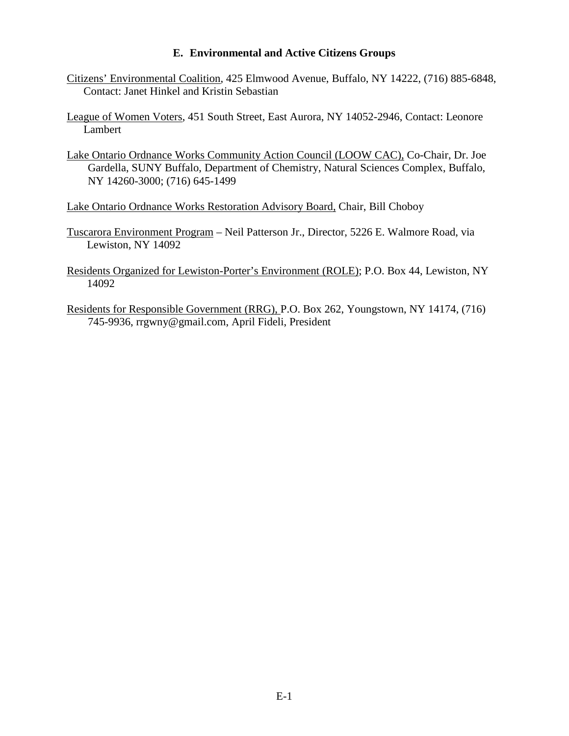## E. Environmental and Active Citizens Groups

Citizens' Environmental Coalition, 425 Elmwood Avenue, Buffalo, NY 14222, (716) 885-6848, Contact: Janet Hinkel and Kristin Sebastian

League of Women Voters, 451 South Street, East Aurora, NY 14052-2946, Contact: Leonore Lambert

Lake Ontario Ordnance Works Community Action Council (LOOW CAC), Co-Chair, Dr. Joe Gardella, SUNY Buffalo, Department of Chemistry, Natural Sciences Complex, Buffalo, NY 14260-3000; (716) 645-1499

Lake Ontario Ordnance Works Restoration Advisory Board, Chair, Bill Choboy

Tuscarora Environment Program – Neil Patterson Jr., Director, 5226 E. Walmore Road, via Lewiston, NY 14092

Residents Organized for Lewiston-Porter's Environment (ROLE); P.O. Box 44, Lewiston, NY 14092

Residents for Responsible Government (RRG), P.O. Box 262, Youngstown, NY 14174, (716) 745-9936, rrgwny@gmail.com, April Fideli, President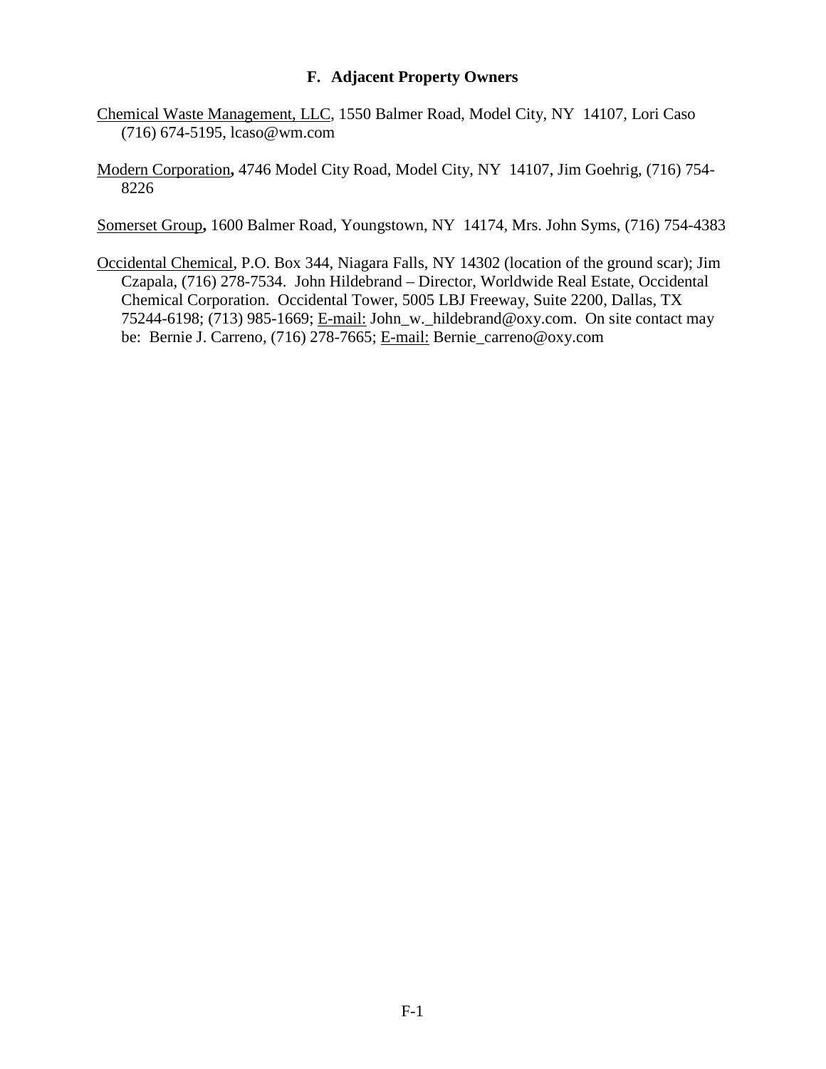### F. Adjacent Property Owners

Chemical Waste Management, LLC, 1550 Balmer Road, Model City, NY 14107, Lori Caso (716) 674-5195, lcaso@wm.com

Modern Corporation**,** 4746 Model City Road, Model City, NY 14107, Jim Goehrig, (716) 754-8226

Somerset Group**,** 1600 Balmer Road, Youngstown, NY 14174, Mrs. John Syms, (716) 754-4383

Occidental Chemical, P.O. Box 344, Niagara Falls, NY 14302 (location of the ground scar); Jim Czapala, (716) 278-7534. John Hildebrand – Director, Worldwide Real Estate, Occidental Chemical Corporation. Occidental Tower, 5005 LBJ Freeway, Suite 2200, Dallas, TX 75244-6198; (713) 985-1669; E-mail: John_w._hildebrand@oxy.com. On site contact may be: Bernie J. Carreno, (716) 278-7665; E-mail: Bernie_carreno@oxy.com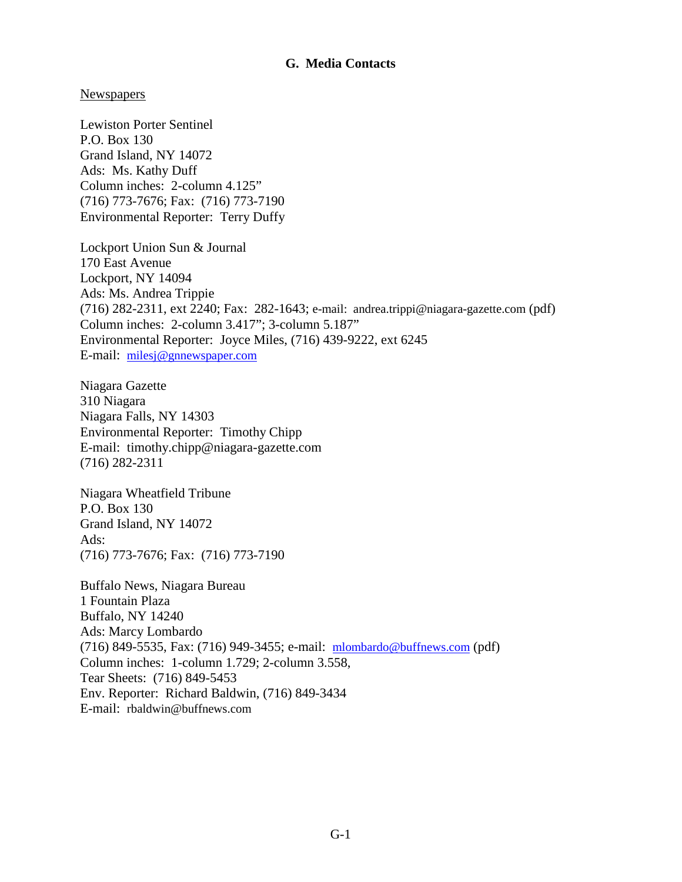## G. Media Contacts

Newspapers

Lewiston Porter Sentinel
P.O. Box 130
Grand Island, NY 14072
Ads: Ms. Kathy Duff
Column inches: 2-column 4.125"
(716) 773-7676; Fax: (716) 773-7190
Environmental Reporter: Terry Duffy

Lockport Union Sun & Journal
170 East Avenue
Lockport, NY 14094
Ads: Ms. Andrea Trippie
(716) 282-2311, ext 2240; Fax: 282-1643; e-mail: andrea.trippi@niagara-gazette.com (pdf)
Column inches: 2-column 3.417"; 3-column 5.187"
Environmental Reporter: Joyce Miles, (716) 439-9222, ext 6245
E-mail: milesj@gnnewspaper.com

Niagara Gazette
310 Niagara
Niagara Falls, NY 14303
Environmental Reporter: Timothy Chipp
E-mail: timothy.chipp@niagara-gazette.com
(716) 282-2311

Niagara Wheatfield Tribune
P.O. Box 130
Grand Island, NY 14072
Ads:
(716) 773-7676; Fax: (716) 773-7190

Buffalo News, Niagara Bureau
1 Fountain Plaza
Buffalo, NY 14240
Ads: Marcy Lombardo
(716) 849-5535, Fax: (716) 949-3455; e-mail: mlombardo@buffnews.com (pdf)
Column inches: 1-column 1.729; 2-column 3.558,
Tear Sheets: (716) 849-5453
Env. Reporter: Richard Baldwin, (716) 849-3434
E-mail: rbaldwin@buffnews.com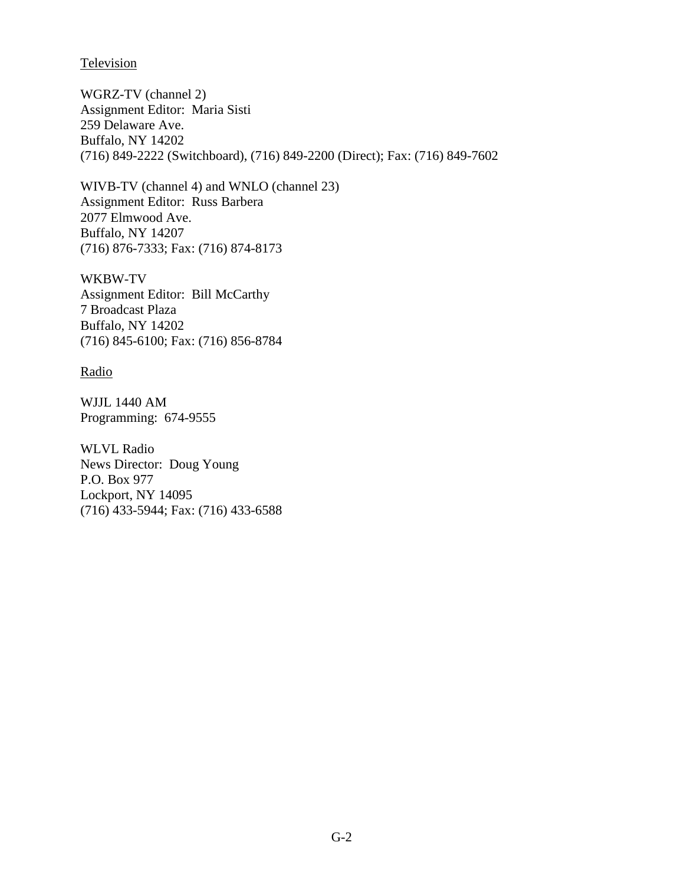<u>Television</u>

WGRZ-TV (channel 2)
Assignment Editor: Maria Sisti
259 Delaware Ave.
Buffalo, NY 14202
(716) 849-2222 (Switchboard), (716) 849-2200 (Direct); Fax: (716) 849-7602

WIVB-TV (channel 4) and WNLO (channel 23)
Assignment Editor: Russ Barbera
2077 Elmwood Ave.
Buffalo, NY 14207
(716) 876-7333; Fax: (716) 874-8173

WKBW-TV
Assignment Editor: Bill McCarthy
7 Broadcast Plaza
Buffalo, NY 14202
(716) 845-6100; Fax: (716) 856-8784

<u>Radio</u>

WJJL 1440 AM
Programming: 674-9555

WLVL Radio
News Director: Doug Young
P.O. Box 977
Lockport, NY 14095
(716) 433-5944; Fax: (716) 433-6588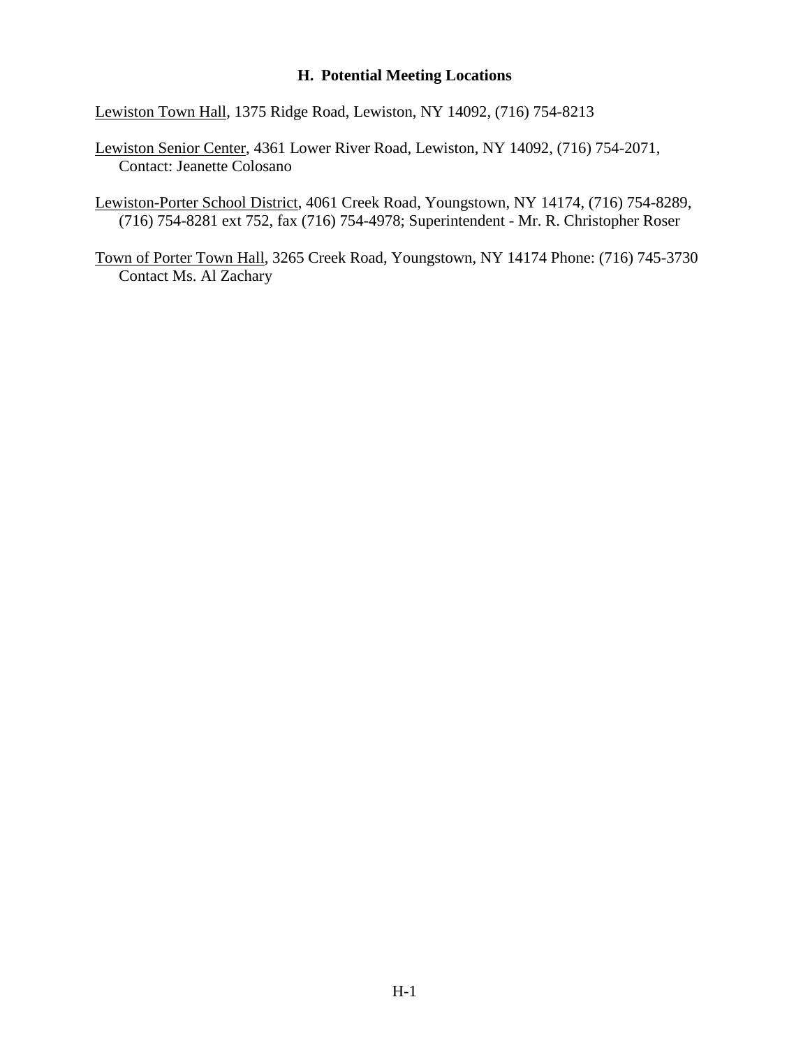## H. Potential Meeting Locations

Lewiston Town Hall, 1375 Ridge Road, Lewiston, NY 14092, (716) 754-8213

Lewiston Senior Center, 4361 Lower River Road, Lewiston, NY 14092, (716) 754-2071, Contact: Jeanette Colosano

Lewiston-Porter School District, 4061 Creek Road, Youngstown, NY 14174, (716) 754-8289, (716) 754-8281 ext 752, fax (716) 754-4978; Superintendent - Mr. R. Christopher Roser

Town of Porter Town Hall, 3265 Creek Road, Youngstown, NY 14174 Phone: (716) 745-3730 Contact Ms. Al Zachary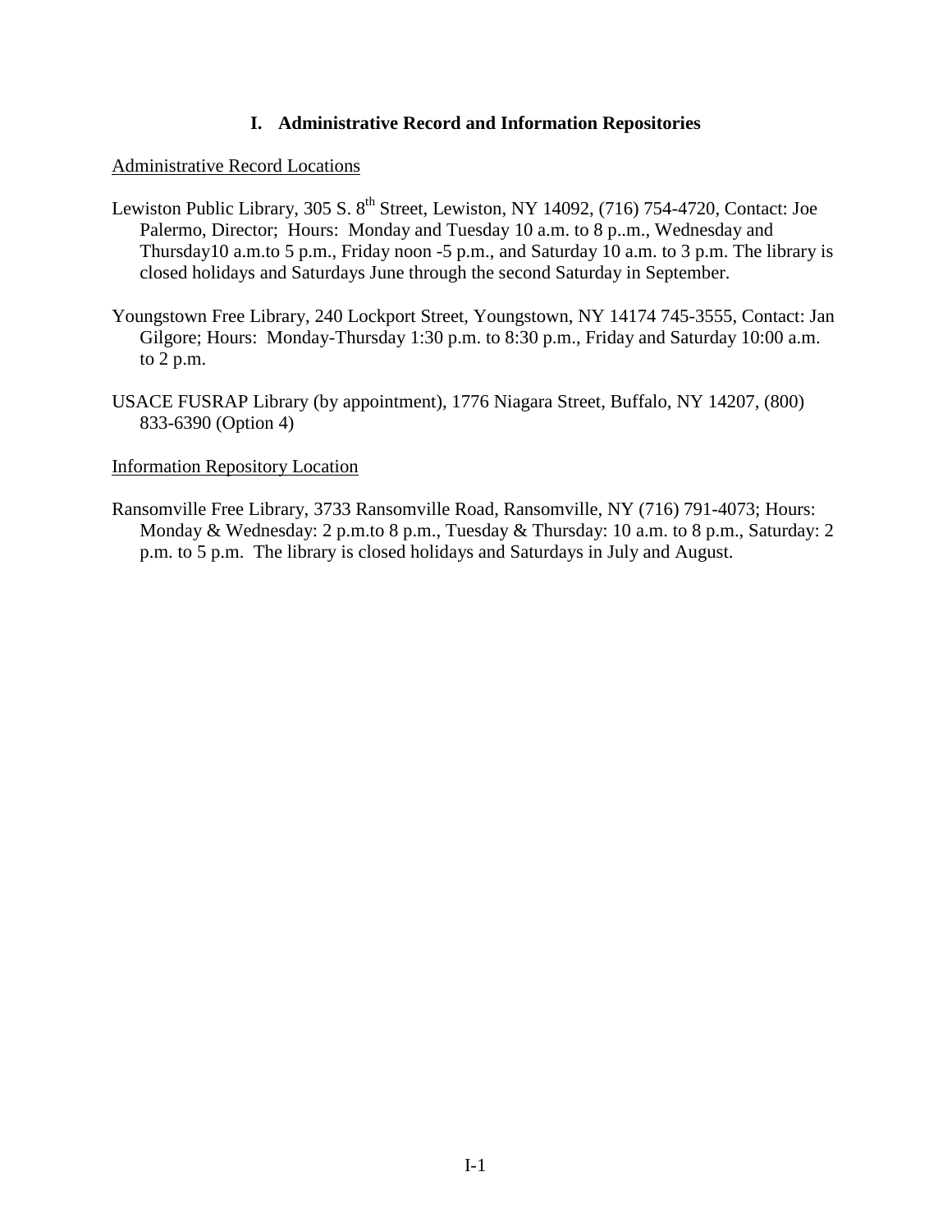## I. Administrative Record and Information Repositories

Administrative Record Locations

Lewiston Public Library, 305 S. 8th Street, Lewiston, NY 14092, (716) 754-4720, Contact: Joe Palermo, Director; Hours: Monday and Tuesday 10 a.m. to 8 p..m., Wednesday and Thursday10 a.m.to 5 p.m., Friday noon -5 p.m., and Saturday 10 a.m. to 3 p.m. The library is closed holidays and Saturdays June through the second Saturday in September.

Youngstown Free Library, 240 Lockport Street, Youngstown, NY 14174 745-3555, Contact: Jan Gilgore; Hours: Monday-Thursday 1:30 p.m. to 8:30 p.m., Friday and Saturday 10:00 a.m. to 2 p.m.

USACE FUSRAP Library (by appointment), 1776 Niagara Street, Buffalo, NY 14207, (800) 833-6390 (Option 4)

Information Repository Location

Ransomville Free Library, 3733 Ransomville Road, Ransomville, NY (716) 791-4073; Hours: Monday & Wednesday: 2 p.m.to 8 p.m., Tuesday & Thursday: 10 a.m. to 8 p.m., Saturday: 2 p.m. to 5 p.m. The library is closed holidays and Saturdays in July and August.